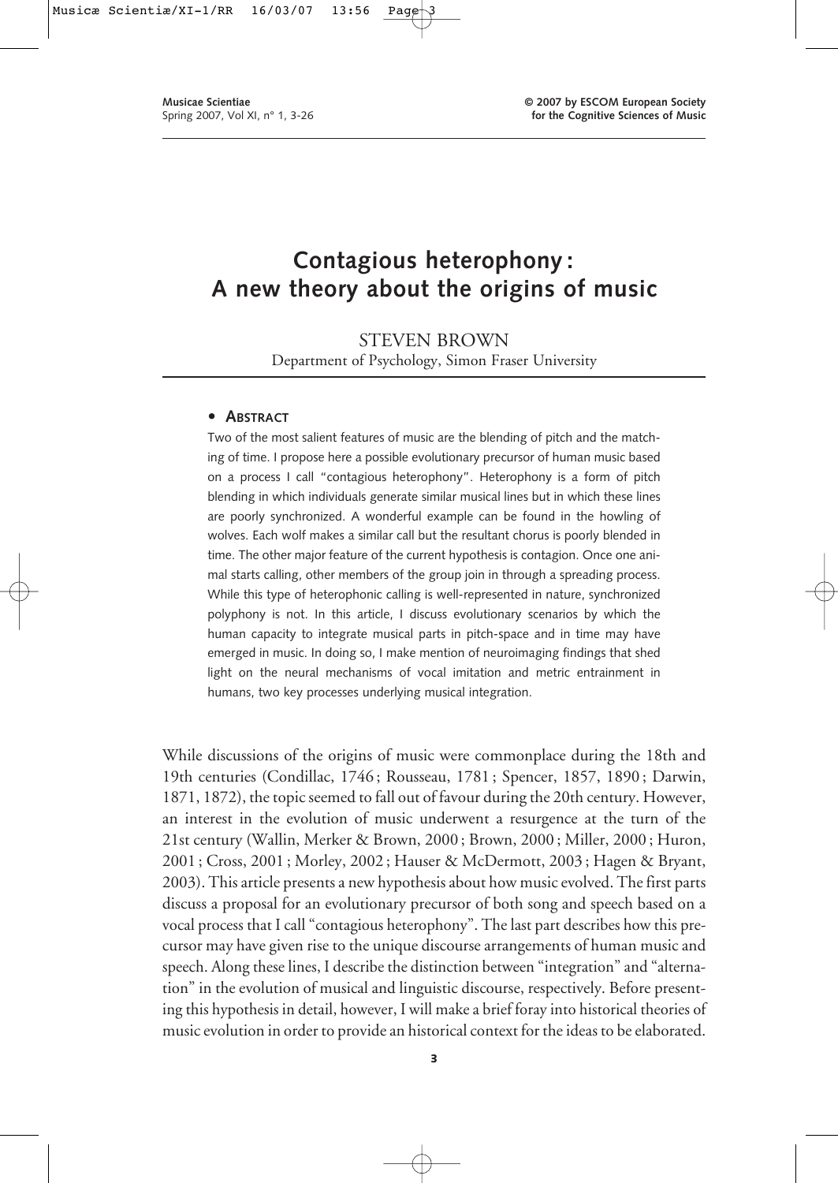# Contagious heterophony: A new theory about the origins of music

STEVEN BROWN

Department of Psychology, Simon Fraser University

## • ABSTRACT

Two of the most salient features of music are the blending of pitch and the matching of time. I propose here a possible evolutionary precursor of human music based on a process I call "contagious heterophony". Heterophony is a form of pitch blending in which individuals generate similar musical lines but in which these lines are poorly synchronized. A wonderful example can be found in the howling of wolves. Each wolf makes a similar call but the resultant chorus is poorly blended in time. The other major feature of the current hypothesis is contagion. Once one animal starts calling, other members of the group join in through a spreading process. While this type of heterophonic calling is well-represented in nature, synchronized polyphony is not. In this article, I discuss evolutionary scenarios by which the human capacity to integrate musical parts in pitch-space and in time may have emerged in music. In doing so, I make mention of neuroimaging findings that shed light on the neural mechanisms of vocal imitation and metric entrainment in humans, two key processes underlying musical integration.

While discussions of the origins of music were commonplace during the 18th and 19th centuries (Condillac, 1746; Rousseau, 1781; Spencer, 1857, 1890; Darwin, 1871, 1872), the topic seemed to fall out of favour during the 20th century. However, an interest in the evolution of music underwent a resurgence at the turn of the 21st century (Wallin, Merker & Brown, 2000; Brown, 2000; Miller, 2000; Huron, 2001; Cross, 2001; Morley, 2002; Hauser & McDermott, 2003; Hagen & Bryant, 2003). This article presents a new hypothesis about how music evolved. The first parts discuss a proposal for an evolutionary precursor of both song and speech based on a vocal process that I call "contagious heterophony". The last part describes how this precursor may have given rise to the unique discourse arrangements of human music and speech. Along these lines, I describe the distinction between "integration" and "alternation" in the evolution of musical and linguistic discourse, respectively. Before presenting this hypothesis in detail, however, I will make a brief foray into historical theories of music evolution in order to provide an historical context for the ideas to be elaborated.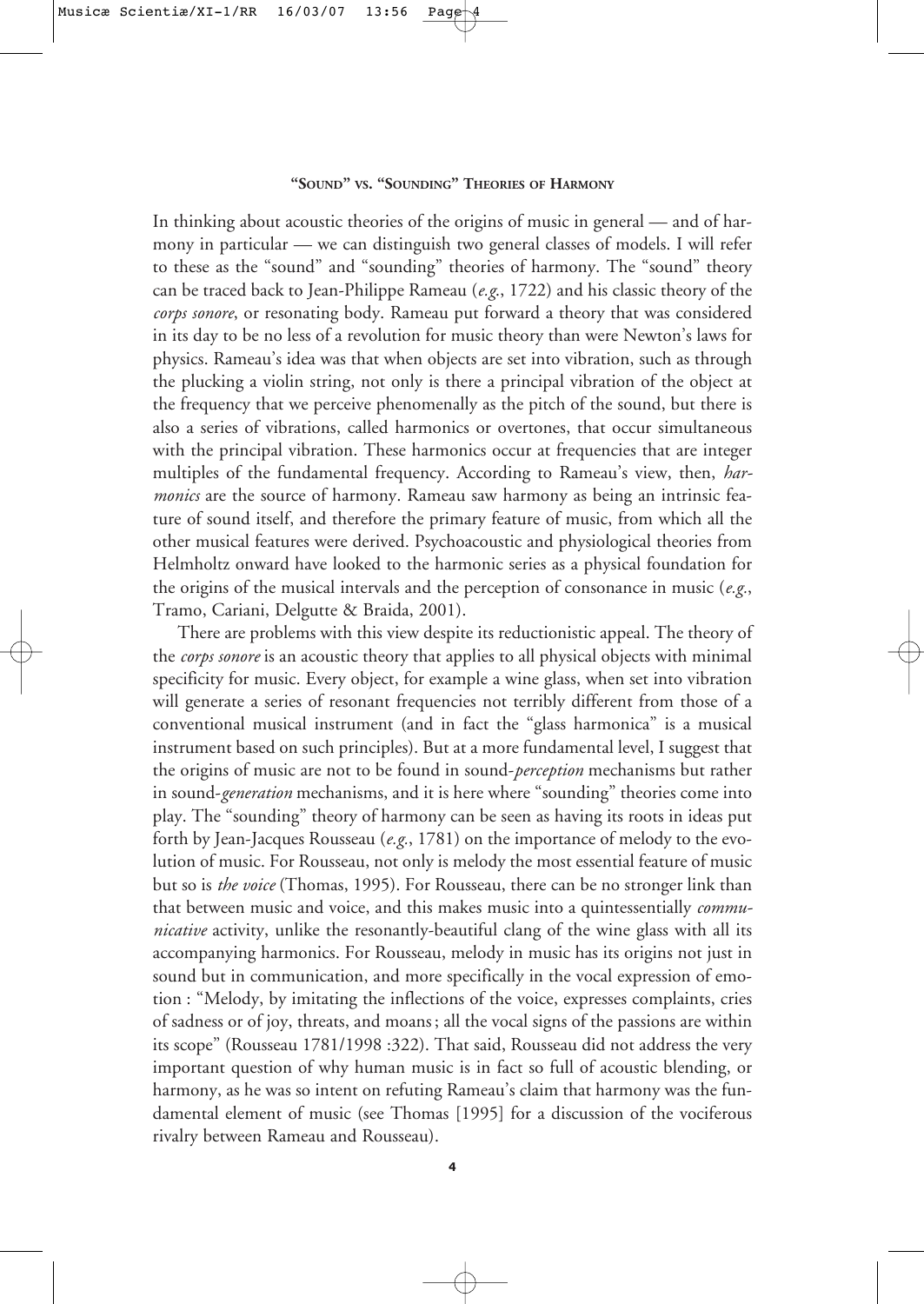## "Sound" vs. "Sounding" Theories of Harmony

In thinking about acoustic theories of the origins of music in general — and of harmony in particular — we can distinguish two general classes of models. I will refer to these as the "sound" and "sounding" theories of harmony. The "sound" theory can be traced back to Jean-Philippe Rameau (*e.g.*, 1722) and his classic theory of the *corps sonore*, or resonating body. Rameau put forward a theory that was considered in its day to be no less of a revolution for music theory than were Newton's laws for physics. Rameau's idea was that when objects are set into vibration, such as through the plucking a violin string, not only is there a principal vibration of the object at the frequency that we perceive phenomenally as the pitch of the sound, but there is also a series of vibrations, called harmonics or overtones, that occur simultaneous with the principal vibration. These harmonics occur at frequencies that are integer multiples of the fundamental frequency. According to Rameau's view, then, *harmonics* are the source of harmony. Rameau saw harmony as being an intrinsic feature of sound itself, and therefore the primary feature of music, from which all the other musical features were derived. Psychoacoustic and physiological theories from Helmholtz onward have looked to the harmonic series as a physical foundation for the origins of the musical intervals and the perception of consonance in music (*e.g.*, Tramo, Cariani, Delgutte & Braida, 2001).

There are problems with this view despite its reductionistic appeal. The theory of the *corps sonore* is an acoustic theory that applies to all physical objects with minimal specificity for music. Every object, for example a wine glass, when set into vibration will generate a series of resonant frequencies not terribly different from those of a conventional musical instrument (and in fact the "glass harmonica" is a musical instrument based on such principles). But at a more fundamental level, I suggest that the origins of music are not to be found in sound-*perception* mechanisms but rather in sound-*generation* mechanisms, and it is here where "sounding" theories come into play. The "sounding" theory of harmony can be seen as having its roots in ideas put forth by Jean-Jacques Rousseau (*e.g.*, 1781) on the importance of melody to the evolution of music. For Rousseau, not only is melody the most essential feature of music but so is *the voice* (Thomas, 1995). For Rousseau, there can be no stronger link than that between music and voice, and this makes music into a quintessentially *communicative* activity, unlike the resonantly-beautiful clang of the wine glass with all its accompanying harmonics. For Rousseau, melody in music has its origins not just in sound but in communication, and more specifically in the vocal expression of emotion : "Melody, by imitating the inflections of the voice, expresses complaints, cries of sadness or of joy, threats, and moans ; all the vocal signs of the passions are within its scope" (Rousseau 1781/1998 :322). That said, Rousseau did not address the very important question of why human music is in fact so full of acoustic blending, or harmony, as he was so intent on refuting Rameau's claim that harmony was the fundamental element of music (see Thomas [1995] for a discussion of the vociferous rivalry between Rameau and Rousseau).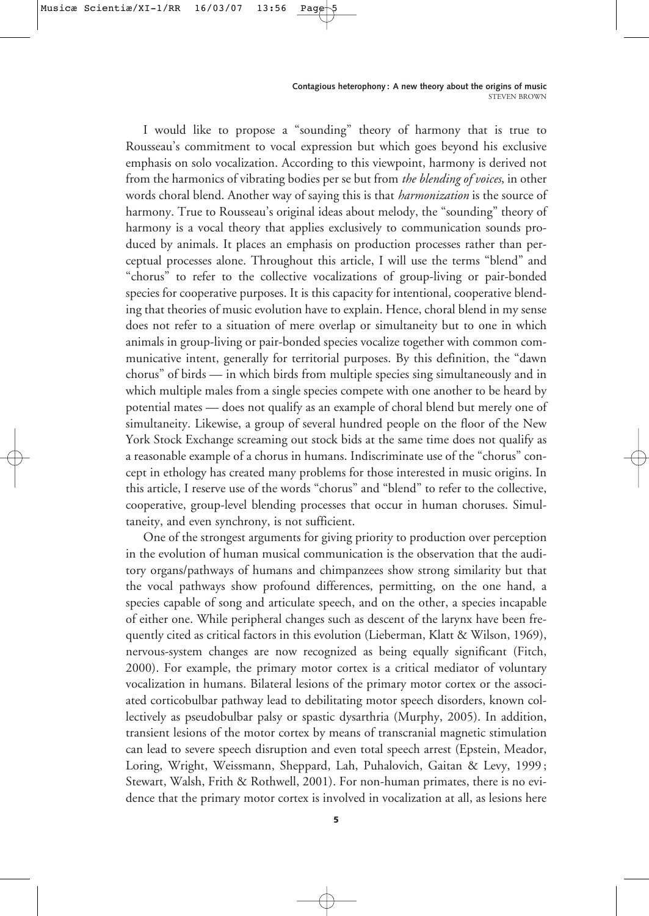I would like to propose a "sounding" theory of harmony that is true to Rousseau's commitment to vocal expression but which goes beyond his exclusive emphasis on solo vocalization. According to this viewpoint, harmony is derived not from the harmonics of vibrating bodies per se but from *the blending of voices*, in other words choral blend. Another way of saying this is that *harmonization* is the source of harmony. True to Rousseau's original ideas about melody, the "sounding" theory of harmony is a vocal theory that applies exclusively to communication sounds produced by animals. It places an emphasis on production processes rather than perceptual processes alone. Throughout this article, I will use the terms "blend" and "chorus" to refer to the collective vocalizations of group-living or pair-bonded species for cooperative purposes. It is this capacity for intentional, cooperative blending that theories of music evolution have to explain. Hence, choral blend in my sense does not refer to a situation of mere overlap or simultaneity but to one in which animals in group-living or pair-bonded species vocalize together with common communicative intent, generally for territorial purposes. By this definition, the "dawn chorus" of birds — in which birds from multiple species sing simultaneously and in which multiple males from a single species compete with one another to be heard by potential mates — does not qualify as an example of choral blend but merely one of simultaneity. Likewise, a group of several hundred people on the floor of the New York Stock Exchange screaming out stock bids at the same time does not qualify as a reasonable example of a chorus in humans. Indiscriminate use of the "chorus" concept in ethology has created many problems for those interested in music origins. In this article, I reserve use of the words "chorus" and "blend" to refer to the collective, cooperative, group-level blending processes that occur in human choruses. Simultaneity, and even synchrony, is not sufficient.

One of the strongest arguments for giving priority to production over perception in the evolution of human musical communication is the observation that the auditory organs/pathways of humans and chimpanzees show strong similarity but that the vocal pathways show profound differences, permitting, on the one hand, a species capable of song and articulate speech, and on the other, a species incapable of either one. While peripheral changes such as descent of the larynx have been frequently cited as critical factors in this evolution (Lieberman, Klatt & Wilson, 1969), nervous-system changes are now recognized as being equally significant (Fitch, 2000). For example, the primary motor cortex is a critical mediator of voluntary vocalization in humans. Bilateral lesions of the primary motor cortex or the associated corticobulbar pathway lead to debilitating motor speech disorders, known collectively as pseudobulbar palsy or spastic dysarthria (Murphy, 2005). In addition, transient lesions of the motor cortex by means of transcranial magnetic stimulation can lead to severe speech disruption and even total speech arrest (Epstein, Meador, Loring, Wright, Weissmann, Sheppard, Lah, Puhalovich, Gaitan & Levy, 1999; Stewart, Walsh, Frith & Rothwell, 2001). For non-human primates, there is no evidence that the primary motor cortex is involved in vocalization at all, as lesions here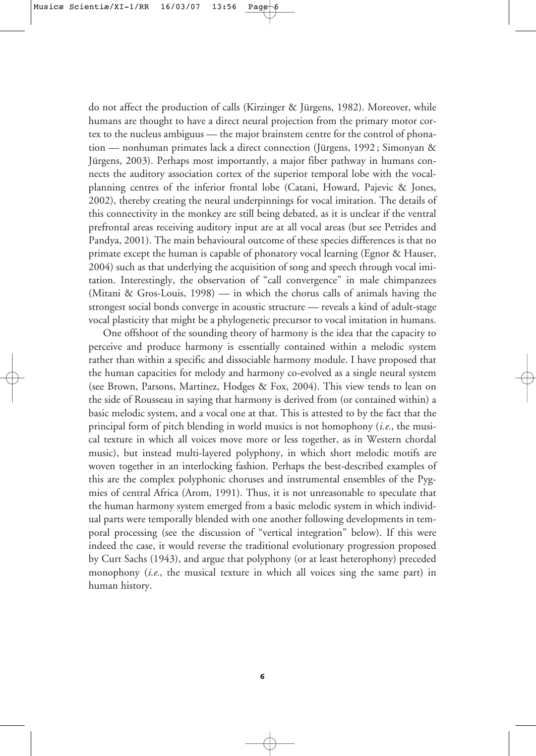do not affect the production of calls (Kirzinger & Jürgens, 1982). Moreover, while humans are thought to have a direct neural projection from the primary motor cortex to the nucleus ambiguus — the major brainstem centre for the control of phonation — nonhuman primates lack a direct connection (Jürgens, 1992 ; Simonyan & Jürgens, 2003). Perhaps most importantly, a major fiber pathway in humans connects the auditory association cortex of the superior temporal lobe with the vocal-planning centres of the inferior frontal lobe (Catani, Howard, Pajevic & Jones, 2002), thereby creating the neural underpinnings for vocal imitation. The details of this connectivity in the monkey are still being debated, as it is unclear if the ventral prefrontal areas receiving auditory input are at all vocal areas (but see Petrides and Pandya, 2001). The main behavioural outcome of these species differences is that no primate except the human is capable of phonatory vocal learning (Egnor & Hauser, 2004) such as that underlying the acquisition of song and speech through vocal imitation. Interestingly, the observation of "call convergence" in male chimpanzees (Mitani & Gros-Louis, 1998) — in which the chorus calls of animals having the strongest social bonds converge in acoustic structure — reveals a kind of adult-stage vocal plasticity that might be a phylogenetic precursor to vocal imitation in humans.

One offshoot of the sounding theory of harmony is the idea that the capacity to perceive and produce harmony is essentially contained within a melodic system rather than within a specific and dissociable harmony module. I have proposed that the human capacities for melody and harmony co-evolved as a single neural system (see Brown, Parsons, Martinez, Hodges & Fox, 2004). This view tends to lean on the side of Rousseau in saying that harmony is derived from (or contained within) a basic melodic system, and a vocal one at that. This is attested to by the fact that the principal form of pitch blending in world musics is not homophony (*i.e.*, the musical texture in which all voices move more or less together, as in Western chordal music), but instead multi-layered polyphony, in which short melodic motifs are woven together in an interlocking fashion. Perhaps the best-described examples of this are the complex polyphonic choruses and instrumental ensembles of the Pygmies of central Africa (Arom, 1991). Thus, it is not unreasonable to speculate that the human harmony system emerged from a basic melodic system in which individual parts were temporally blended with one another following developments in temporal processing (see the discussion of "vertical integration" below). If this were indeed the case, it would reverse the traditional evolutionary progression proposed by Curt Sachs (1943), and argue that polyphony (or at least heterophony) preceded monophony (*i.e.*, the musical texture in which all voices sing the same part) in human history.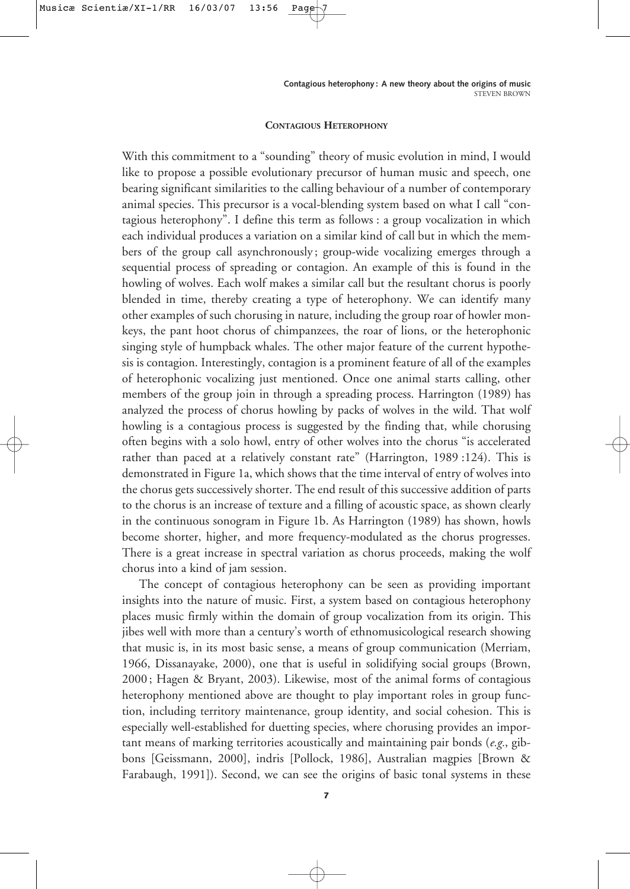## CONTAGIOUS HETEROPHONY

With this commitment to a "sounding" theory of music evolution in mind, I would like to propose a possible evolutionary precursor of human music and speech, one bearing significant similarities to the calling behaviour of a number of contemporary animal species. This precursor is a vocal-blending system based on what I call "contagious heterophony". I define this term as follows : a group vocalization in which each individual produces a variation on a similar kind of call but in which the members of the group call asynchronously ; group-wide vocalizing emerges through a sequential process of spreading or contagion. An example of this is found in the howling of wolves. Each wolf makes a similar call but the resultant chorus is poorly blended in time, thereby creating a type of heterophony. We can identify many other examples of such chorusing in nature, including the group roar of howler monkeys, the pant hoot chorus of chimpanzees, the roar of lions, or the heterophonic singing style of humpback whales. The other major feature of the current hypothesis is contagion. Interestingly, contagion is a prominent feature of all of the examples of heterophonic vocalizing just mentioned. Once one animal starts calling, other members of the group join in through a spreading process. Harrington (1989) has analyzed the process of chorus howling by packs of wolves in the wild. That wolf howling is a contagious process is suggested by the finding that, while chorusing often begins with a solo howl, entry of other wolves into the chorus "is accelerated rather than paced at a relatively constant rate" (Harrington, 1989 :124). This is demonstrated in Figure 1a, which shows that the time interval of entry of wolves into the chorus gets successively shorter. The end result of this successive addition of parts to the chorus is an increase of texture and a filling of acoustic space, as shown clearly in the continuous sonogram in Figure 1b. As Harrington (1989) has shown, howls become shorter, higher, and more frequency-modulated as the chorus progresses. There is a great increase in spectral variation as chorus proceeds, making the wolf chorus into a kind of jam session.

The concept of contagious heterophony can be seen as providing important insights into the nature of music. First, a system based on contagious heterophony places music firmly within the domain of group vocalization from its origin. This jibes well with more than a century's worth of ethnomusicological research showing that music is, in its most basic sense, a means of group communication (Merriam, 1966, Dissanayake, 2000), one that is useful in solidifying social groups (Brown, 2000 ; Hagen & Bryant, 2003). Likewise, most of the animal forms of contagious heterophony mentioned above are thought to play important roles in group function, including territory maintenance, group identity, and social cohesion. This is especially well-established for duetting species, where chorusing provides an important means of marking territories acoustically and maintaining pair bonds (*e.g.*, gibbons [Geissmann, 2000], indris [Pollock, 1986], Australian magpies [Brown & Farabaugh, 1991]). Second, we can see the origins of basic tonal systems in these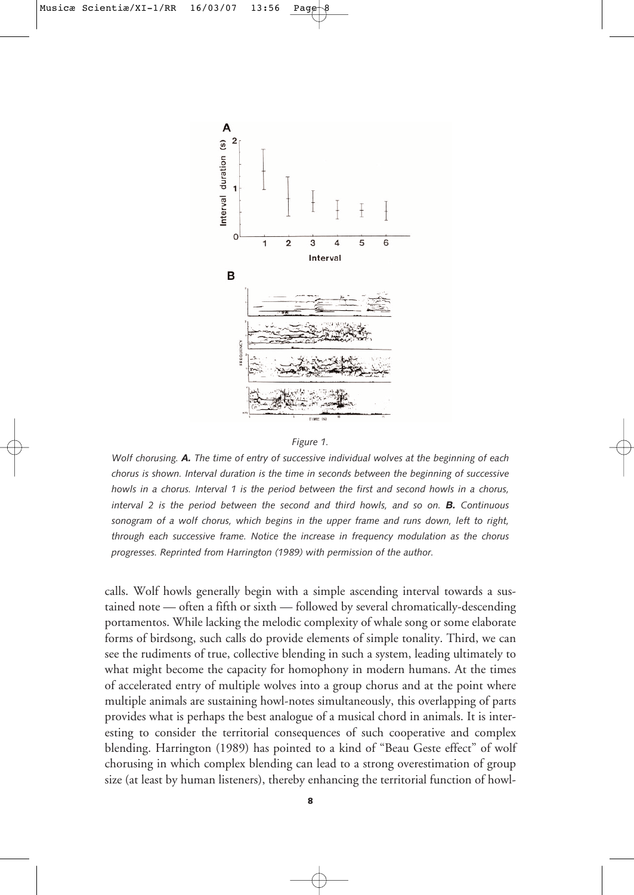*Figure 1.*

*Wolf chorusing.* ***A.*** *The time of entry of successive individual wolves at the beginning of each chorus is shown. Interval duration is the time in seconds between the beginning of successive howls in a chorus. Interval 1 is the period between the first and second howls in a chorus, interval 2 is the period between the second and third howls, and so on.* ***B.*** *Continuous sonogram of a wolf chorus, which begins in the upper frame and runs down, left to right, through each successive frame. Notice the increase in frequency modulation as the chorus progresses. Reprinted from Harrington (1989) with permission of the author.*

calls. Wolf howls generally begin with a simple ascending interval towards a sustained note — often a fifth or sixth — followed by several chromatically-descending portamentos. While lacking the melodic complexity of whale song or some elaborate forms of birdsong, such calls do provide elements of simple tonality. Third, we can see the rudiments of true, collective blending in such a system, leading ultimately to what might become the capacity for homophony in modern humans. At the times of accelerated entry of multiple wolves into a group chorus and at the point where multiple animals are sustaining howl-notes simultaneously, this overlapping of parts provides what is perhaps the best analogue of a musical chord in animals. It is interesting to consider the territorial consequences of such cooperative and complex blending. Harrington (1989) has pointed to a kind of "Beau Geste effect" of wolf chorusing in which complex blending can lead to a strong overestimation of group size (at least by human listeners), thereby enhancing the territorial function of howl-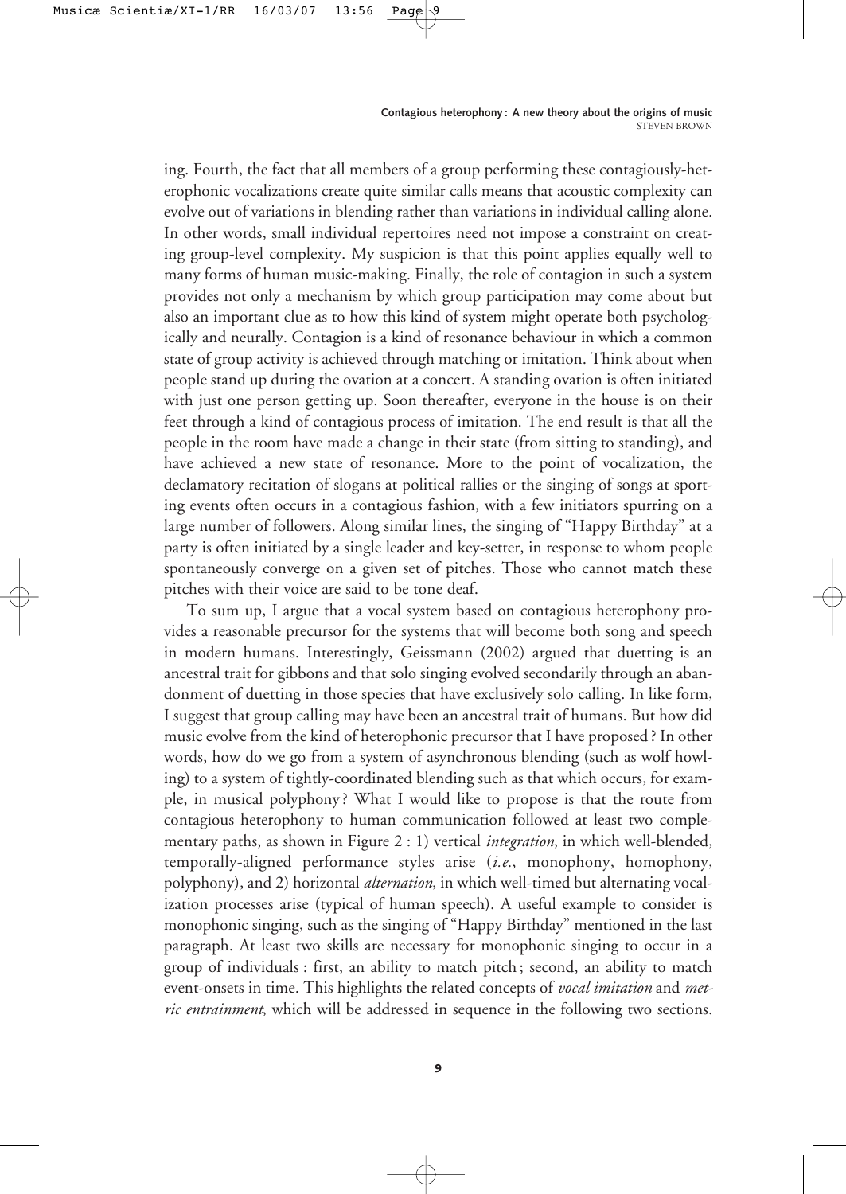ing. Fourth, the fact that all members of a group performing these contagiously-heterophonic vocalizations create quite similar calls means that acoustic complexity can evolve out of variations in blending rather than variations in individual calling alone. In other words, small individual repertoires need not impose a constraint on creating group-level complexity. My suspicion is that this point applies equally well to many forms of human music-making. Finally, the role of contagion in such a system provides not only a mechanism by which group participation may come about but also an important clue as to how this kind of system might operate both psychologically and neurally. Contagion is a kind of resonance behaviour in which a common state of group activity is achieved through matching or imitation. Think about when people stand up during the ovation at a concert. A standing ovation is often initiated with just one person getting up. Soon thereafter, everyone in the house is on their feet through a kind of contagious process of imitation. The end result is that all the people in the room have made a change in their state (from sitting to standing), and have achieved a new state of resonance. More to the point of vocalization, the declamatory recitation of slogans at political rallies or the singing of songs at sporting events often occurs in a contagious fashion, with a few initiators spurring on a large number of followers. Along similar lines, the singing of "Happy Birthday" at a party is often initiated by a single leader and key-setter, in response to whom people spontaneously converge on a given set of pitches. Those who cannot match these pitches with their voice are said to be tone deaf.

To sum up, I argue that a vocal system based on contagious heterophony provides a reasonable precursor for the systems that will become both song and speech in modern humans. Interestingly, Geissmann (2002) argued that duetting is an ancestral trait for gibbons and that solo singing evolved secondarily through an abandonment of duetting in those species that have exclusively solo calling. In like form, I suggest that group calling may have been an ancestral trait of humans. But how did music evolve from the kind of heterophonic precursor that I have proposed ? In other words, how do we go from a system of asynchronous blending (such as wolf howling) to a system of tightly-coordinated blending such as that which occurs, for example, in musical polyphony ? What I would like to propose is that the route from contagious heterophony to human communication followed at least two complementary paths, as shown in Figure 2 : 1) vertical *integration*, in which well-blended, temporally-aligned performance styles arise (*i.e.*, monophony, homophony, polyphony), and 2) horizontal *alternation*, in which well-timed but alternating vocalization processes arise (typical of human speech). A useful example to consider is monophonic singing, such as the singing of "Happy Birthday" mentioned in the last paragraph. At least two skills are necessary for monophonic singing to occur in a group of individuals : first, an ability to match pitch ; second, an ability to match event-onsets in time. This highlights the related concepts of *vocal imitation* and *metric entrainment*, which will be addressed in sequence in the following two sections.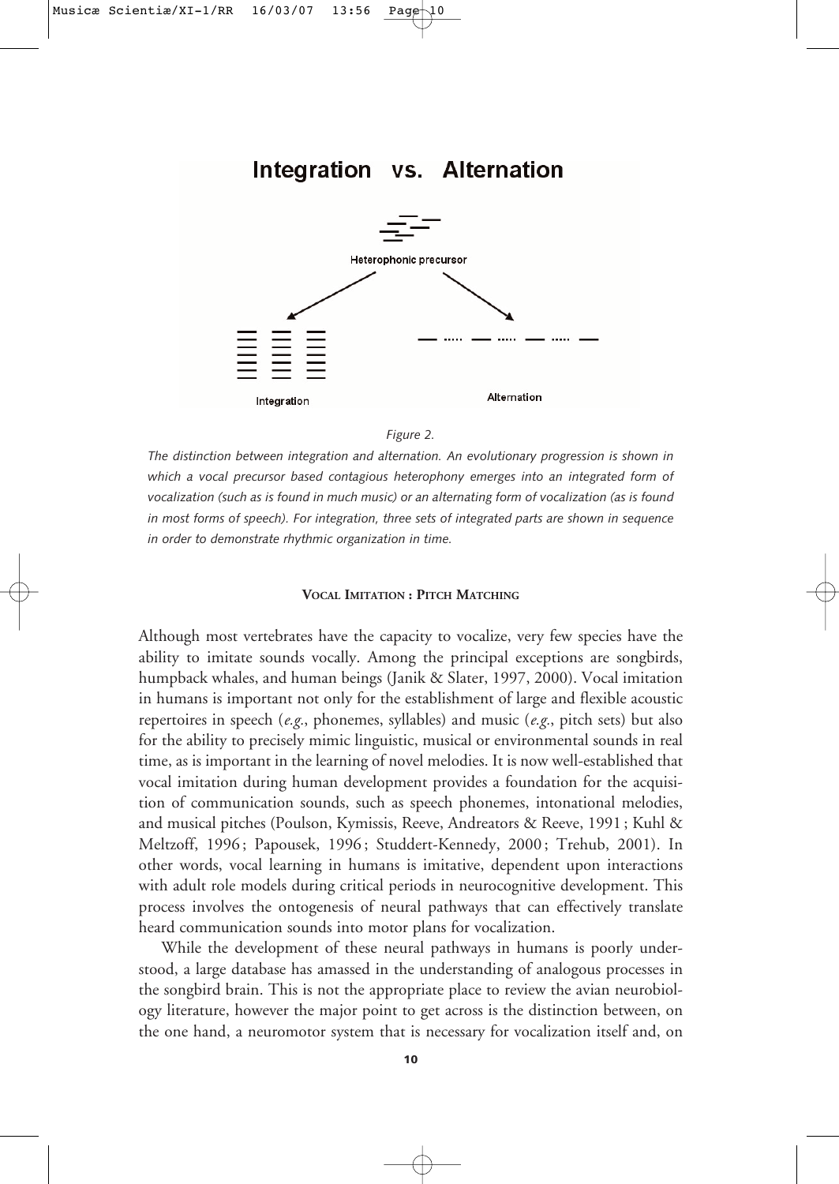Figure 2.

*The distinction between integration and alternation. An evolutionary progression is shown in which a vocal precursor based contagious heterophony emerges into an integrated form of vocalization (such as is found in much music) or an alternating form of vocalization (as is found in most forms of speech). For integration, three sets of integrated parts are shown in sequence in order to demonstrate rhythmic organization in time.*

## VOCAL IMITATION : PITCH MATCHING

Although most vertebrates have the capacity to vocalize, very few species have the ability to imitate sounds vocally. Among the principal exceptions are songbirds, humpback whales, and human beings (Janik & Slater, 1997, 2000). Vocal imitation in humans is important not only for the establishment of large and flexible acoustic repertoires in speech (*e.g.*, phonemes, syllables) and music (*e.g.*, pitch sets) but also for the ability to precisely mimic linguistic, musical or environmental sounds in real time, as is important in the learning of novel melodies. It is now well-established that vocal imitation during human development provides a foundation for the acquisition of communication sounds, such as speech phonemes, intonational melodies, and musical pitches (Poulson, Kymissis, Reeve, Andreators & Reeve, 1991 ; Kuhl & Meltzoff, 1996 ; Papousek, 1996 ; Studdert-Kennedy, 2000 ; Trehub, 2001). In other words, vocal learning in humans is imitative, dependent upon interactions with adult role models during critical periods in neurocognitive development. This process involves the ontogenesis of neural pathways that can effectively translate heard communication sounds into motor plans for vocalization.

While the development of these neural pathways in humans is poorly understood, a large database has amassed in the understanding of analogous processes in the songbird brain. This is not the appropriate place to review the avian neurobiology literature, however the major point to get across is the distinction between, on the one hand, a neuromotor system that is necessary for vocalization itself and, on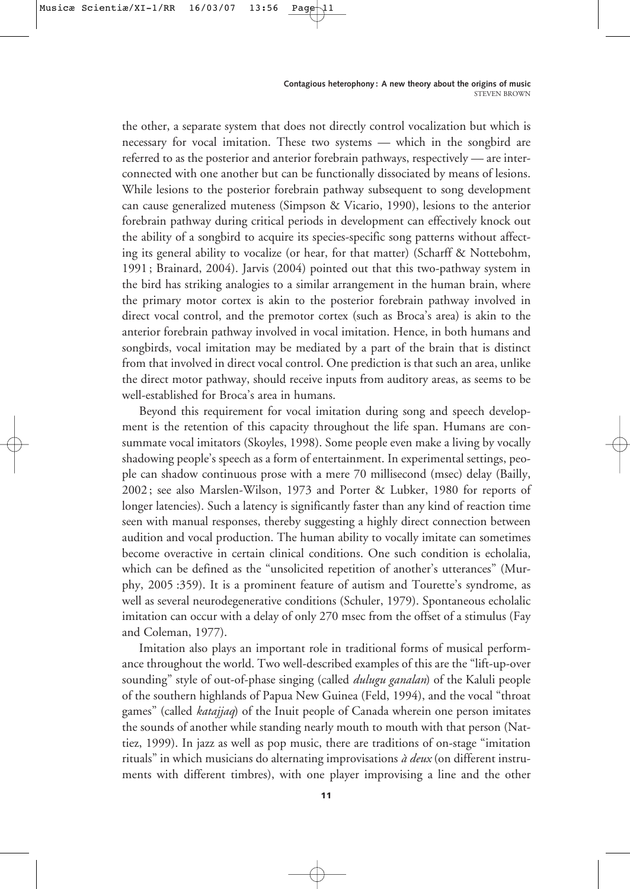the other, a separate system that does not directly control vocalization but which is necessary for vocal imitation. These two systems — which in the songbird are referred to as the posterior and anterior forebrain pathways, respectively — are interconnected with one another but can be functionally dissociated by means of lesions. While lesions to the posterior forebrain pathway subsequent to song development can cause generalized muteness (Simpson & Vicario, 1990), lesions to the anterior forebrain pathway during critical periods in development can effectively knock out the ability of a songbird to acquire its species-specific song patterns without affecting its general ability to vocalize (or hear, for that matter) (Scharff & Nottebohm, 1991 ; Brainard, 2004). Jarvis (2004) pointed out that this two-pathway system in the bird has striking analogies to a similar arrangement in the human brain, where the primary motor cortex is akin to the posterior forebrain pathway involved in direct vocal control, and the premotor cortex (such as Broca's area) is akin to the anterior forebrain pathway involved in vocal imitation. Hence, in both humans and songbirds, vocal imitation may be mediated by a part of the brain that is distinct from that involved in direct vocal control. One prediction is that such an area, unlike the direct motor pathway, should receive inputs from auditory areas, as seems to be well-established for Broca's area in humans.

Beyond this requirement for vocal imitation during song and speech development is the retention of this capacity throughout the life span. Humans are consummate vocal imitators (Skoyles, 1998). Some people even make a living by vocally shadowing people's speech as a form of entertainment. In experimental settings, people can shadow continuous prose with a mere 70 millisecond (msec) delay (Bailly, 2002 ; see also Marslen-Wilson, 1973 and Porter & Lubker, 1980 for reports of longer latencies). Such a latency is significantly faster than any kind of reaction time seen with manual responses, thereby suggesting a highly direct connection between audition and vocal production. The human ability to vocally imitate can sometimes become overactive in certain clinical conditions. One such condition is echolalia, which can be defined as the "unsolicited repetition of another's utterances" (Murphy, 2005 :359). It is a prominent feature of autism and Tourette's syndrome, as well as several neurodegenerative conditions (Schuler, 1979). Spontaneous echolalic imitation can occur with a delay of only 270 msec from the offset of a stimulus (Fay and Coleman, 1977).

Imitation also plays an important role in traditional forms of musical performance throughout the world. Two well-described examples of this are the "lift-up-over sounding" style of out-of-phase singing (called *dulugu ganalan*) of the Kaluli people of the southern highlands of Papua New Guinea (Feld, 1994), and the vocal "throat games" (called *katajjaq*) of the Inuit people of Canada wherein one person imitates the sounds of another while standing nearly mouth to mouth with that person (Nattiez, 1999). In jazz as well as pop music, there are traditions of on-stage "imitation rituals" in which musicians do alternating improvisations *à deux* (on different instruments with different timbres), with one player improvising a line and the other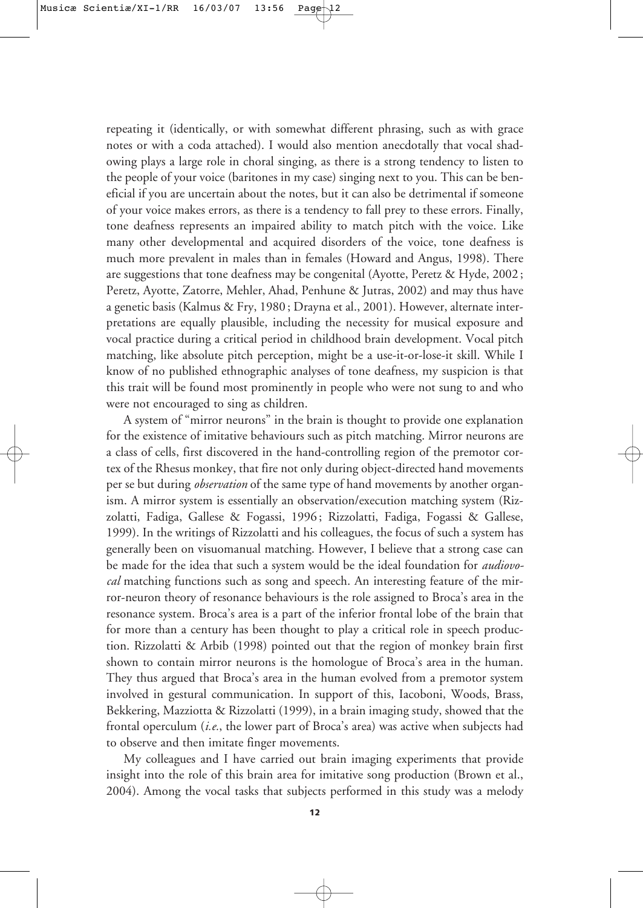repeating it (identically, or with somewhat different phrasing, such as with grace notes or with a coda attached). I would also mention anecdotally that vocal shadowing plays a large role in choral singing, as there is a strong tendency to listen to the people of your voice (baritones in my case) singing next to you. This can be beneficial if you are uncertain about the notes, but it can also be detrimental if someone of your voice makes errors, as there is a tendency to fall prey to these errors. Finally, tone deafness represents an impaired ability to match pitch with the voice. Like many other developmental and acquired disorders of the voice, tone deafness is much more prevalent in males than in females (Howard and Angus, 1998). There are suggestions that tone deafness may be congenital (Ayotte, Peretz & Hyde, 2002 ; Peretz, Ayotte, Zatorre, Mehler, Ahad, Penhune & Jutras, 2002) and may thus have a genetic basis (Kalmus & Fry, 1980 ; Drayna et al., 2001). However, alternate interpretations are equally plausible, including the necessity for musical exposure and vocal practice during a critical period in childhood brain development. Vocal pitch matching, like absolute pitch perception, might be a use-it-or-lose-it skill. While I know of no published ethnographic analyses of tone deafness, my suspicion is that this trait will be found most prominently in people who were not sung to and who were not encouraged to sing as children.

A system of "mirror neurons" in the brain is thought to provide one explanation for the existence of imitative behaviours such as pitch matching. Mirror neurons are a class of cells, first discovered in the hand-controlling region of the premotor cortex of the Rhesus monkey, that fire not only during object-directed hand movements per se but during *observation* of the same type of hand movements by another organism. A mirror system is essentially an observation/execution matching system (Rizzolatti, Fadiga, Gallese & Fogassi, 1996 ; Rizzolatti, Fadiga, Fogassi & Gallese, 1999). In the writings of Rizzolatti and his colleagues, the focus of such a system has generally been on visuomanual matching. However, I believe that a strong case can be made for the idea that such a system would be the ideal foundation for *audiovocal* matching functions such as song and speech. An interesting feature of the mirror-neuron theory of resonance behaviours is the role assigned to Broca's area in the resonance system. Broca's area is a part of the inferior frontal lobe of the brain that for more than a century has been thought to play a critical role in speech production. Rizzolatti & Arbib (1998) pointed out that the region of monkey brain first shown to contain mirror neurons is the homologue of Broca's area in the human. They thus argued that Broca's area in the human evolved from a premotor system involved in gestural communication. In support of this, Iacoboni, Woods, Brass, Bekkering, Mazziotta & Rizzolatti (1999), in a brain imaging study, showed that the frontal operculum (*i.e.*, the lower part of Broca's area) was active when subjects had to observe and then imitate finger movements.

My colleagues and I have carried out brain imaging experiments that provide insight into the role of this brain area for imitative song production (Brown et al., 2004). Among the vocal tasks that subjects performed in this study was a melody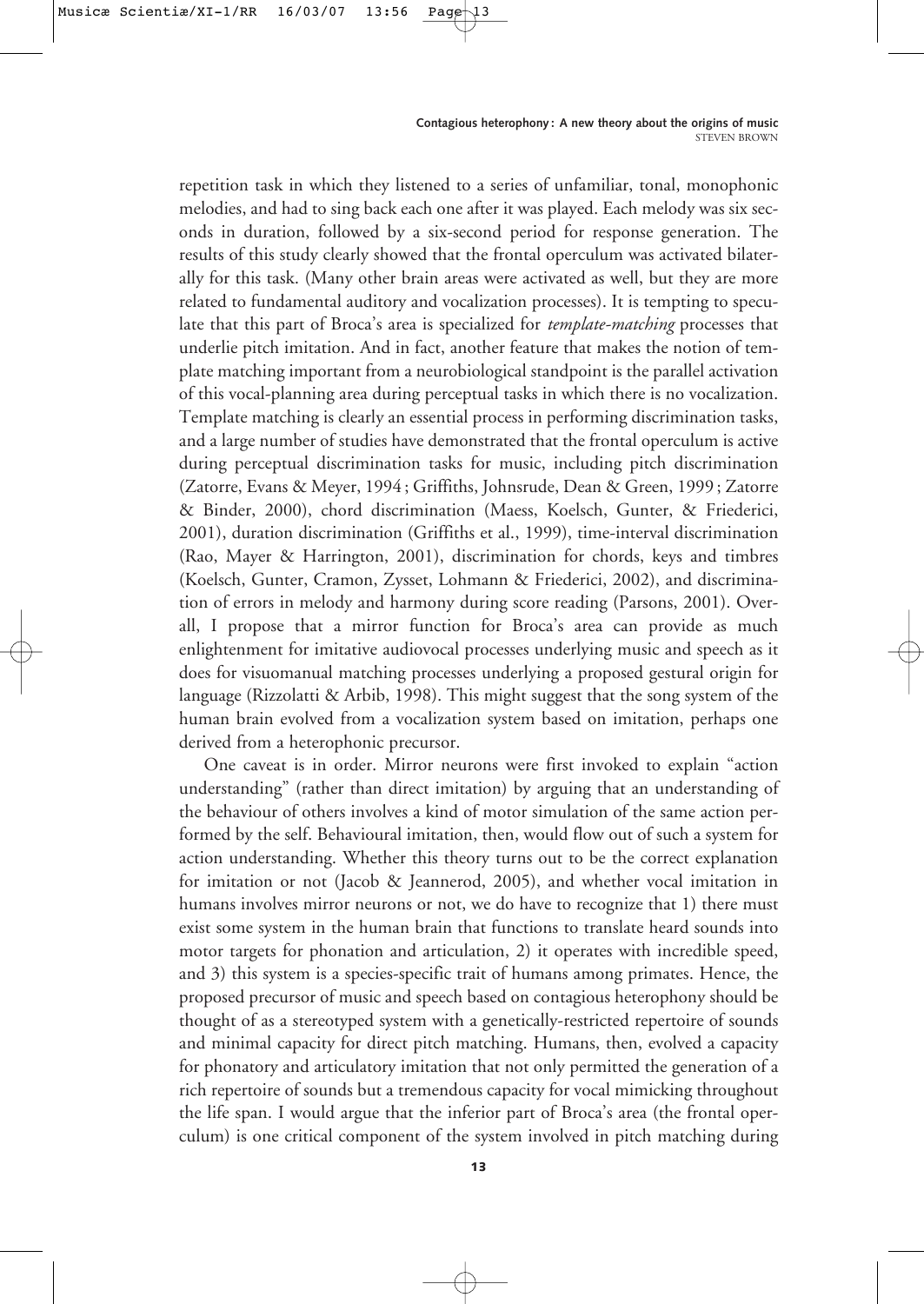repetition task in which they listened to a series of unfamiliar, tonal, monophonic melodies, and had to sing back each one after it was played. Each melody was six seconds in duration, followed by a six-second period for response generation. The results of this study clearly showed that the frontal operculum was activated bilaterally for this task. (Many other brain areas were activated as well, but they are more related to fundamental auditory and vocalization processes). It is tempting to speculate that this part of Broca's area is specialized for *template-matching* processes that underlie pitch imitation. And in fact, another feature that makes the notion of template matching important from a neurobiological standpoint is the parallel activation of this vocal-planning area during perceptual tasks in which there is no vocalization. Template matching is clearly an essential process in performing discrimination tasks, and a large number of studies have demonstrated that the frontal operculum is active during perceptual discrimination tasks for music, including pitch discrimination (Zatorre, Evans & Meyer, 1994 ; Griffiths, Johnsrude, Dean & Green, 1999 ; Zatorre & Binder, 2000), chord discrimination (Maess, Koelsch, Gunter, & Friederici, 2001), duration discrimination (Griffiths et al., 1999), time-interval discrimination (Rao, Mayer & Harrington, 2001), discrimination for chords, keys and timbres (Koelsch, Gunter, Cramon, Zysset, Lohmann & Friederici, 2002), and discrimination of errors in melody and harmony during score reading (Parsons, 2001). Overall, I propose that a mirror function for Broca's area can provide as much enlightenment for imitative audiovocal processes underlying music and speech as it does for visuomanual matching processes underlying a proposed gestural origin for language (Rizzolatti & Arbib, 1998). This might suggest that the song system of the human brain evolved from a vocalization system based on imitation, perhaps one derived from a heterophonic precursor.

One caveat is in order. Mirror neurons were first invoked to explain "action understanding" (rather than direct imitation) by arguing that an understanding of the behaviour of others involves a kind of motor simulation of the same action performed by the self. Behavioural imitation, then, would flow out of such a system for action understanding. Whether this theory turns out to be the correct explanation for imitation or not (Jacob & Jeannerod, 2005), and whether vocal imitation in humans involves mirror neurons or not, we do have to recognize that 1) there must exist some system in the human brain that functions to translate heard sounds into motor targets for phonation and articulation, 2) it operates with incredible speed, and 3) this system is a species-specific trait of humans among primates. Hence, the proposed precursor of music and speech based on contagious heterophony should be thought of as a stereotyped system with a genetically-restricted repertoire of sounds and minimal capacity for direct pitch matching. Humans, then, evolved a capacity for phonatory and articulatory imitation that not only permitted the generation of a rich repertoire of sounds but a tremendous capacity for vocal mimicking throughout the life span. I would argue that the inferior part of Broca's area (the frontal operculum) is one critical component of the system involved in pitch matching during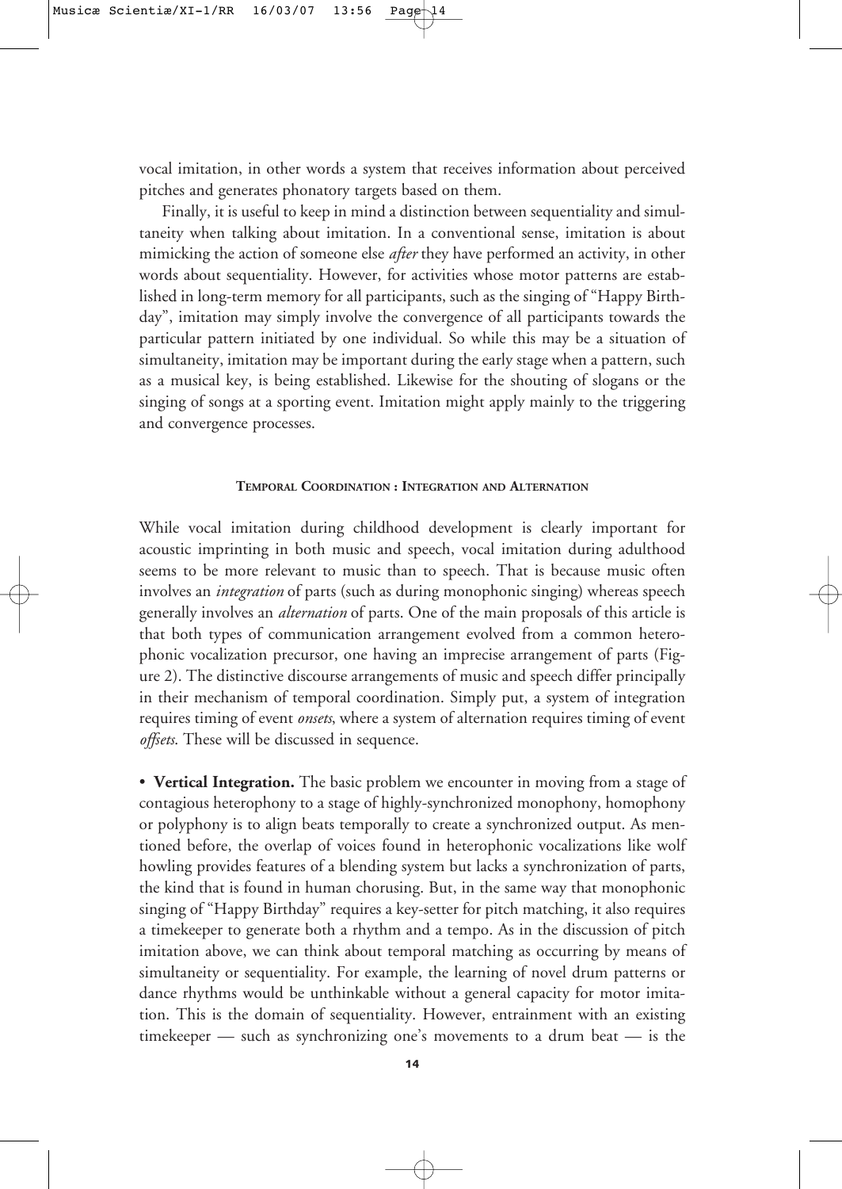vocal imitation, in other words a system that receives information about perceived pitches and generates phonatory targets based on them.

Finally, it is useful to keep in mind a distinction between sequentiality and simultaneity when talking about imitation. In a conventional sense, imitation is about mimicking the action of someone else *after* they have performed an activity, in other words about sequentiality. However, for activities whose motor patterns are established in long-term memory for all participants, such as the singing of "Happy Birthday", imitation may simply involve the convergence of all participants towards the particular pattern initiated by one individual. So while this may be a situation of simultaneity, imitation may be important during the early stage when a pattern, such as a musical key, is being established. Likewise for the shouting of slogans or the singing of songs at a sporting event. Imitation might apply mainly to the triggering and convergence processes.

## TEMPORAL COORDINATION : INTEGRATION AND ALTERNATION

While vocal imitation during childhood development is clearly important for acoustic imprinting in both music and speech, vocal imitation during adulthood seems to be more relevant to music than to speech. That is because music often involves an *integration* of parts (such as during monophonic singing) whereas speech generally involves an *alternation* of parts. One of the main proposals of this article is that both types of communication arrangement evolved from a common heterophonic vocalization precursor, one having an imprecise arrangement of parts (Figure 2). The distinctive discourse arrangements of music and speech differ principally in their mechanism of temporal coordination. Simply put, a system of integration requires timing of event *onsets*, where a system of alternation requires timing of event *offsets*. These will be discussed in sequence.

• **Vertical Integration.** The basic problem we encounter in moving from a stage of contagious heterophony to a stage of highly-synchronized monophony, homophony or polyphony is to align beats temporally to create a synchronized output. As mentioned before, the overlap of voices found in heterophonic vocalizations like wolf howling provides features of a blending system but lacks a synchronization of parts, the kind that is found in human chorusing. But, in the same way that monophonic singing of "Happy Birthday" requires a key-setter for pitch matching, it also requires a timekeeper to generate both a rhythm and a tempo. As in the discussion of pitch imitation above, we can think about temporal matching as occurring by means of simultaneity or sequentiality. For example, the learning of novel drum patterns or dance rhythms would be unthinkable without a general capacity for motor imitation. This is the domain of sequentiality. However, entrainment with an existing timekeeper — such as synchronizing one's movements to a drum beat — is the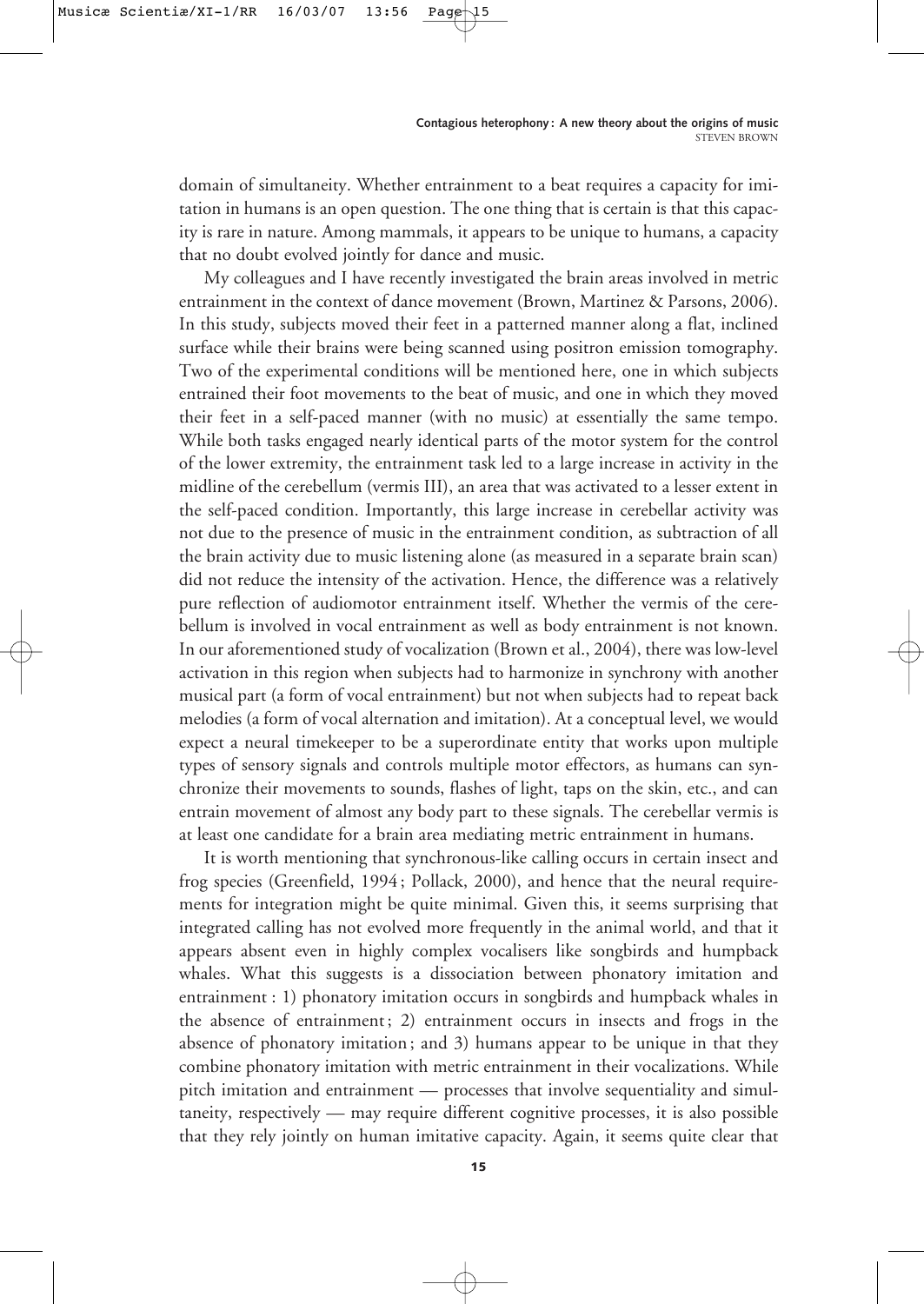domain of simultaneity. Whether entrainment to a beat requires a capacity for imitation in humans is an open question. The one thing that is certain is that this capacity is rare in nature. Among mammals, it appears to be unique to humans, a capacity that no doubt evolved jointly for dance and music.

My colleagues and I have recently investigated the brain areas involved in metric entrainment in the context of dance movement (Brown, Martinez & Parsons, 2006). In this study, subjects moved their feet in a patterned manner along a flat, inclined surface while their brains were being scanned using positron emission tomography. Two of the experimental conditions will be mentioned here, one in which subjects entrained their foot movements to the beat of music, and one in which they moved their feet in a self-paced manner (with no music) at essentially the same tempo. While both tasks engaged nearly identical parts of the motor system for the control of the lower extremity, the entrainment task led to a large increase in activity in the midline of the cerebellum (vermis III), an area that was activated to a lesser extent in the self-paced condition. Importantly, this large increase in cerebellar activity was not due to the presence of music in the entrainment condition, as subtraction of all the brain activity due to music listening alone (as measured in a separate brain scan) did not reduce the intensity of the activation. Hence, the difference was a relatively pure reflection of audiomotor entrainment itself. Whether the vermis of the cerebellum is involved in vocal entrainment as well as body entrainment is not known. In our aforementioned study of vocalization (Brown et al., 2004), there was low-level activation in this region when subjects had to harmonize in synchrony with another musical part (a form of vocal entrainment) but not when subjects had to repeat back melodies (a form of vocal alternation and imitation). At a conceptual level, we would expect a neural timekeeper to be a superordinate entity that works upon multiple types of sensory signals and controls multiple motor effectors, as humans can synchronize their movements to sounds, flashes of light, taps on the skin, etc., and can entrain movement of almost any body part to these signals. The cerebellar vermis is at least one candidate for a brain area mediating metric entrainment in humans.

It is worth mentioning that synchronous-like calling occurs in certain insect and frog species (Greenfield, 1994 ; Pollack, 2000), and hence that the neural requirements for integration might be quite minimal. Given this, it seems surprising that integrated calling has not evolved more frequently in the animal world, and that it appears absent even in highly complex vocalisers like songbirds and humpback whales. What this suggests is a dissociation between phonatory imitation and entrainment : 1) phonatory imitation occurs in songbirds and humpback whales in the absence of entrainment ; 2) entrainment occurs in insects and frogs in the absence of phonatory imitation ; and 3) humans appear to be unique in that they combine phonatory imitation with metric entrainment in their vocalizations. While pitch imitation and entrainment — processes that involve sequentiality and simultaneity, respectively — may require different cognitive processes, it is also possible that they rely jointly on human imitative capacity. Again, it seems quite clear that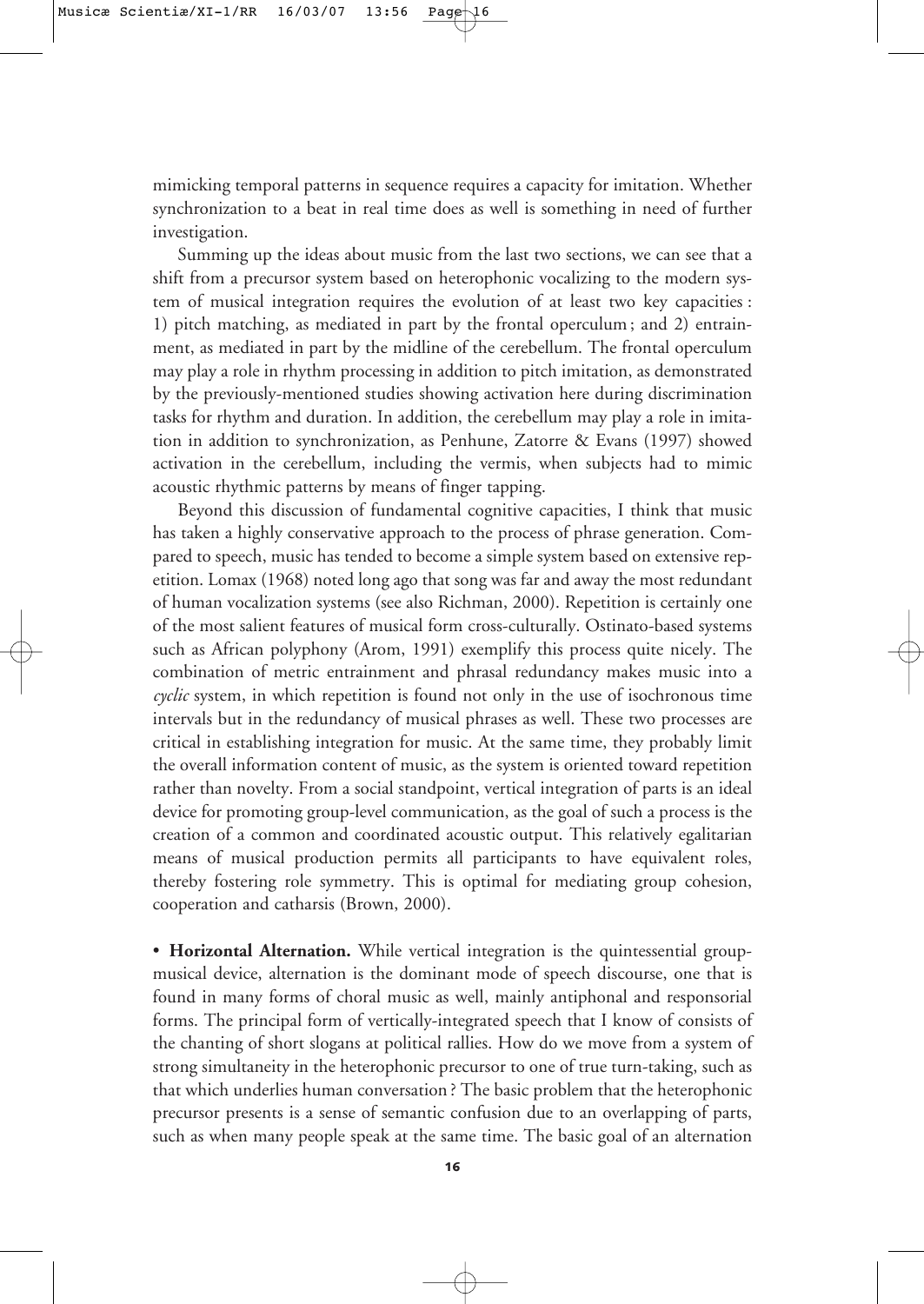mimicking temporal patterns in sequence requires a capacity for imitation. Whether synchronization to a beat in real time does as well is something in need of further investigation.

Summing up the ideas about music from the last two sections, we can see that a shift from a precursor system based on heterophonic vocalizing to the modern system of musical integration requires the evolution of at least two key capacities : 1) pitch matching, as mediated in part by the frontal operculum ; and 2) entrainment, as mediated in part by the midline of the cerebellum. The frontal operculum may play a role in rhythm processing in addition to pitch imitation, as demonstrated by the previously-mentioned studies showing activation here during discrimination tasks for rhythm and duration. In addition, the cerebellum may play a role in imitation in addition to synchronization, as Penhune, Zatorre & Evans (1997) showed activation in the cerebellum, including the vermis, when subjects had to mimic acoustic rhythmic patterns by means of finger tapping.

Beyond this discussion of fundamental cognitive capacities, I think that music has taken a highly conservative approach to the process of phrase generation. Compared to speech, music has tended to become a simple system based on extensive repetition. Lomax (1968) noted long ago that song was far and away the most redundant of human vocalization systems (see also Richman, 2000). Repetition is certainly one of the most salient features of musical form cross-culturally. Ostinato-based systems such as African polyphony (Arom, 1991) exemplify this process quite nicely. The combination of metric entrainment and phrasal redundancy makes music into a *cyclic* system, in which repetition is found not only in the use of isochronous time intervals but in the redundancy of musical phrases as well. These two processes are critical in establishing integration for music. At the same time, they probably limit the overall information content of music, as the system is oriented toward repetition rather than novelty. From a social standpoint, vertical integration of parts is an ideal device for promoting group-level communication, as the goal of such a process is the creation of a common and coordinated acoustic output. This relatively egalitarian means of musical production permits all participants to have equivalent roles, thereby fostering role symmetry. This is optimal for mediating group cohesion, cooperation and catharsis (Brown, 2000).

• **Horizontal Alternation.** While vertical integration is the quintessential group-musical device, alternation is the dominant mode of speech discourse, one that is found in many forms of choral music as well, mainly antiphonal and responsorial forms. The principal form of vertically-integrated speech that I know of consists of the chanting of short slogans at political rallies. How do we move from a system of strong simultaneity in the heterophonic precursor to one of true turn-taking, such as that which underlies human conversation ? The basic problem that the heterophonic precursor presents is a sense of semantic confusion due to an overlapping of parts, such as when many people speak at the same time. The basic goal of an alternation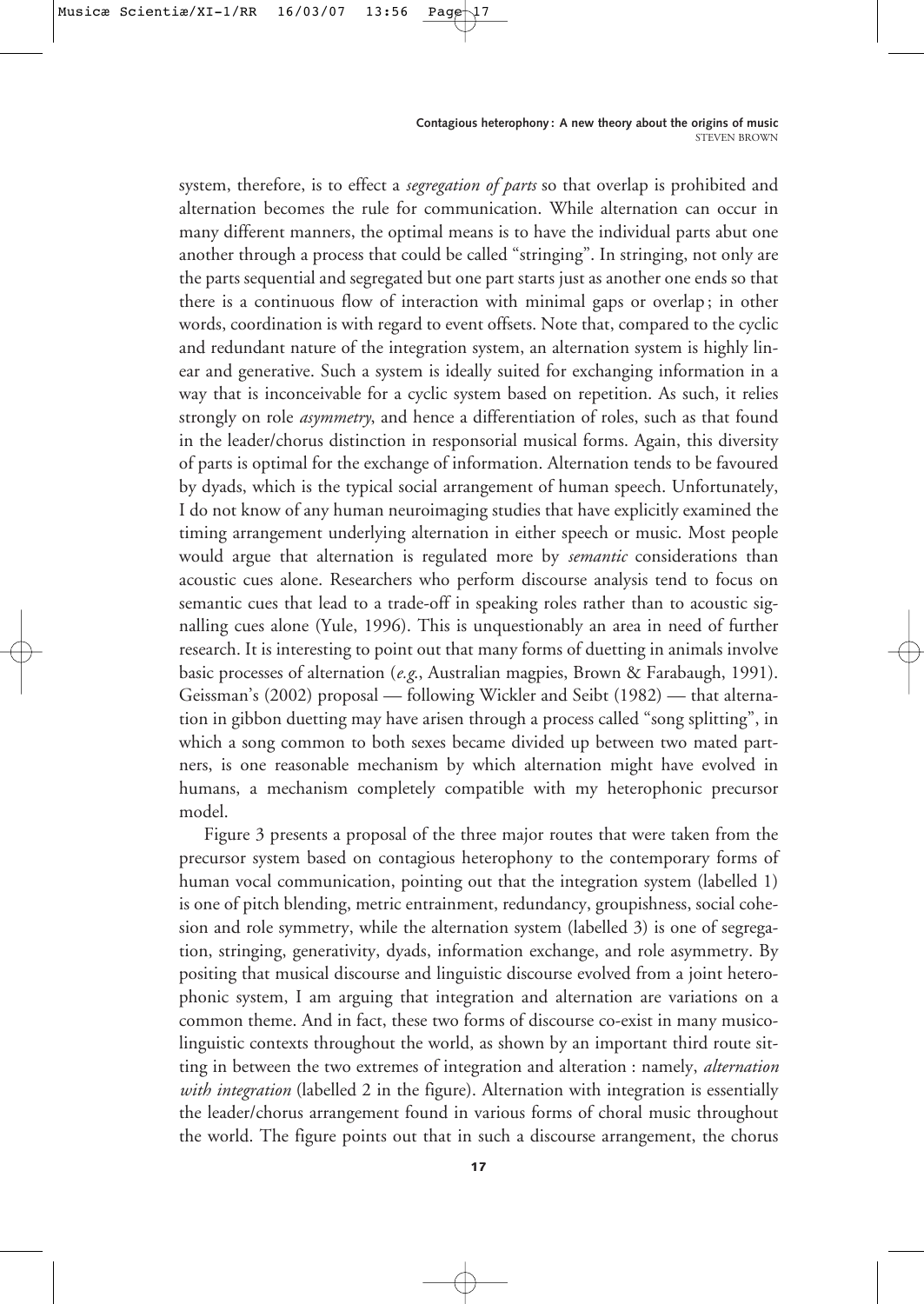system, therefore, is to effect a *segregation of parts* so that overlap is prohibited and alternation becomes the rule for communication. While alternation can occur in many different manners, the optimal means is to have the individual parts abut one another through a process that could be called "stringing". In stringing, not only are the parts sequential and segregated but one part starts just as another one ends so that there is a continuous flow of interaction with minimal gaps or overlap ; in other words, coordination is with regard to event offsets. Note that, compared to the cyclic and redundant nature of the integration system, an alternation system is highly linear and generative. Such a system is ideally suited for exchanging information in a way that is inconceivable for a cyclic system based on repetition. As such, it relies strongly on role *asymmetry*, and hence a differentiation of roles, such as that found in the leader/chorus distinction in responsorial musical forms. Again, this diversity of parts is optimal for the exchange of information. Alternation tends to be favoured by dyads, which is the typical social arrangement of human speech. Unfortunately, I do not know of any human neuroimaging studies that have explicitly examined the timing arrangement underlying alternation in either speech or music. Most people would argue that alternation is regulated more by *semantic* considerations than acoustic cues alone. Researchers who perform discourse analysis tend to focus on semantic cues that lead to a trade-off in speaking roles rather than to acoustic signalling cues alone (Yule, 1996). This is unquestionably an area in need of further research. It is interesting to point out that many forms of duetting in animals involve basic processes of alternation (*e.g.*, Australian magpies, Brown & Farabaugh, 1991). Geissman's (2002) proposal — following Wickler and Seibt (1982) — that alternation in gibbon duetting may have arisen through a process called "song splitting", in which a song common to both sexes became divided up between two mated partners, is one reasonable mechanism by which alternation might have evolved in humans, a mechanism completely compatible with my heterophonic precursor model.

Figure 3 presents a proposal of the three major routes that were taken from the precursor system based on contagious heterophony to the contemporary forms of human vocal communication, pointing out that the integration system (labelled 1) is one of pitch blending, metric entrainment, redundancy, groupishness, social cohesion and role symmetry, while the alternation system (labelled 3) is one of segregation, stringing, generativity, dyads, information exchange, and role asymmetry. By positing that musical discourse and linguistic discourse evolved from a joint heterophonic system, I am arguing that integration and alternation are variations on a common theme. And in fact, these two forms of discourse co-exist in many musicolinguistic contexts throughout the world, as shown by an important third route sitting in between the two extremes of integration and alteration : namely, *alternation with integration* (labelled 2 in the figure). Alternation with integration is essentially the leader/chorus arrangement found in various forms of choral music throughout the world. The figure points out that in such a discourse arrangement, the chorus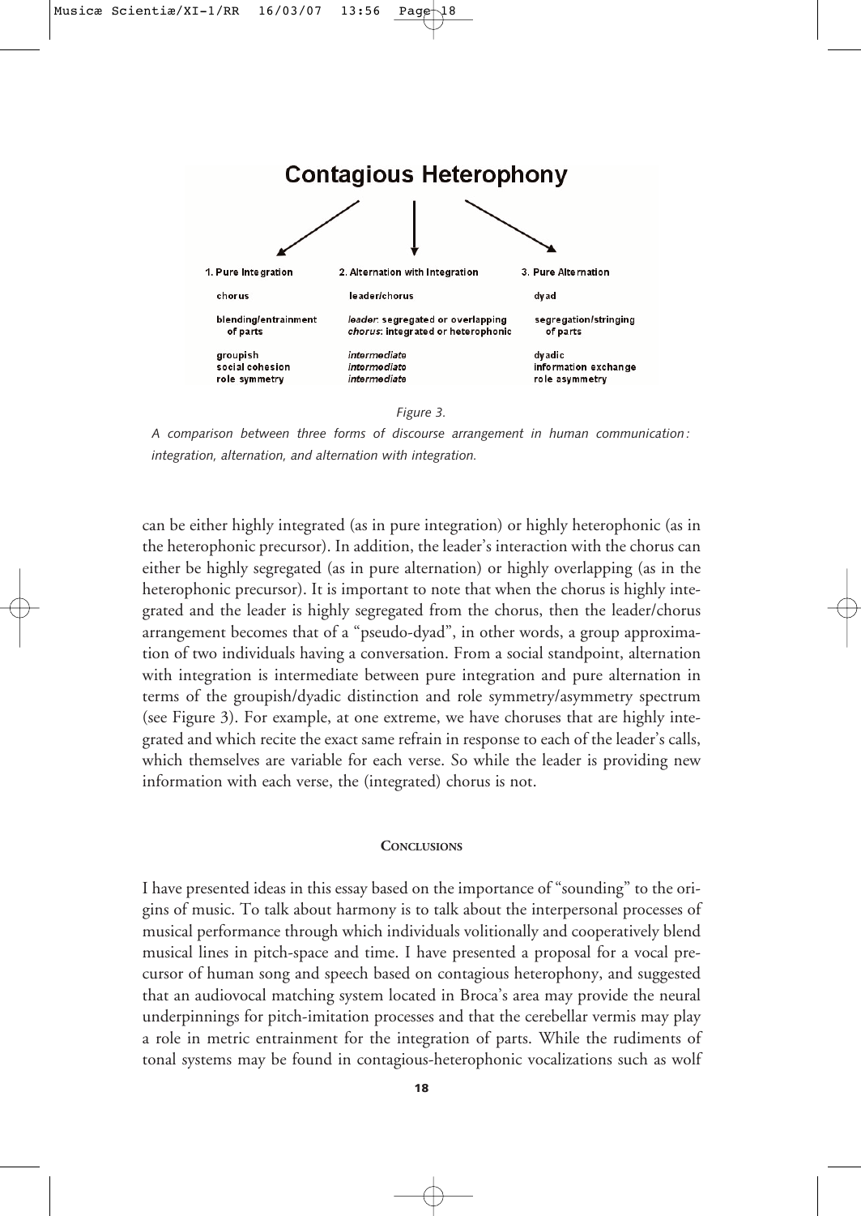**Contagious Heterophony**

| 1. Pure Integration | 2. Alternation with Integration | 3. Pure Alternation |
|---|---|---|
| chorus | leader/chorus | dyad |
| blending/entrainment of parts | *leader*: segregated or overlapping *chorus*: integrated or heterophonic | segregation/stringing of parts |
| groupish | *intermediate* | dyadic |
| social cohesion | *intermediate* | information exchange |
| role symmetry | *intermediate* | role asymmetry |

*Figure 3.*

*A comparison between three forms of discourse arrangement in human communication: integration, alternation, and alternation with integration.*

can be either highly integrated (as in pure integration) or highly heterophonic (as in the heterophonic precursor). In addition, the leader's interaction with the chorus can either be highly segregated (as in pure alternation) or highly overlapping (as in the heterophonic precursor). It is important to note that when the chorus is highly integrated and the leader is highly segregated from the chorus, then the leader/chorus arrangement becomes that of a "pseudo-dyad", in other words, a group approximation of two individuals having a conversation. From a social standpoint, alternation with integration is intermediate between pure integration and pure alternation in terms of the groupish/dyadic distinction and role symmetry/asymmetry spectrum (see Figure 3). For example, at one extreme, we have choruses that are highly integrated and which recite the exact same refrain in response to each of the leader's calls, which themselves are variable for each verse. So while the leader is providing new information with each verse, the (integrated) chorus is not.

## Conclusions

I have presented ideas in this essay based on the importance of "sounding" to the origins of music. To talk about harmony is to talk about the interpersonal processes of musical performance through which individuals volitionally and cooperatively blend musical lines in pitch-space and time. I have presented a proposal for a vocal precursor of human song and speech based on contagious heterophony, and suggested that an audiovocal matching system located in Broca's area may provide the neural underpinnings for pitch-imitation processes and that the cerebellar vermis may play a role in metric entrainment for the integration of parts. While the rudiments of tonal systems may be found in contagious-heterophonic vocalizations such as wolf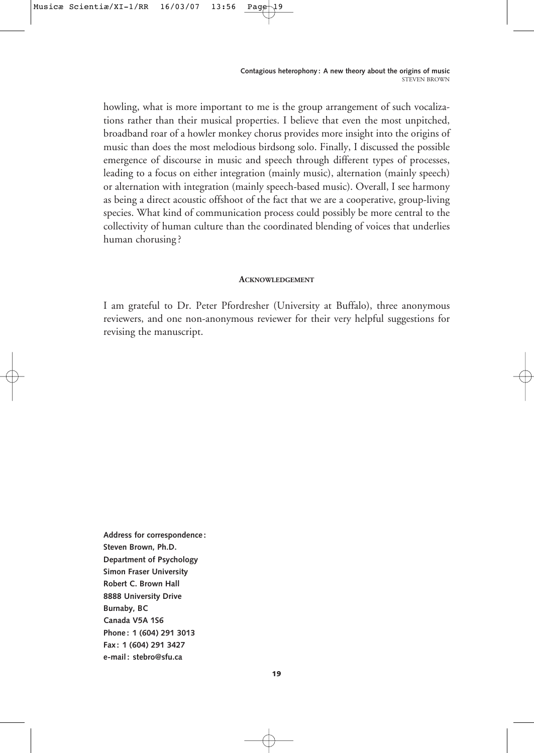howling, what is more important to me is the group arrangement of such vocalizations rather than their musical properties. I believe that even the most unpitched, broadband roar of a howler monkey chorus provides more insight into the origins of music than does the most melodious birdsong solo. Finally, I discussed the possible emergence of discourse in music and speech through different types of processes, leading to a focus on either integration (mainly music), alternation (mainly speech) or alternation with integration (mainly speech-based music). Overall, I see harmony as being a direct acoustic offshoot of the fact that we are a cooperative, group-living species. What kind of communication process could possibly be more central to the collectivity of human culture than the coordinated blending of voices that underlies human chorusing?

## ACKNOWLEDGEMENT

I am grateful to Dr. Peter Pfordresher (University at Buffalo), three anonymous reviewers, and one non-anonymous reviewer for their very helpful suggestions for revising the manuscript.

**Address for correspondence:**
**Steven Brown, Ph.D.**
**Department of Psychology**
**Simon Fraser University**
**Robert C. Brown Hall**
**8888 University Drive**
**Burnaby, BC**
**Canada V5A 1S6**
**Phone: 1 (604) 291 3013**
**Fax: 1 (604) 291 3427**
**e-mail: stebro@sfu.ca**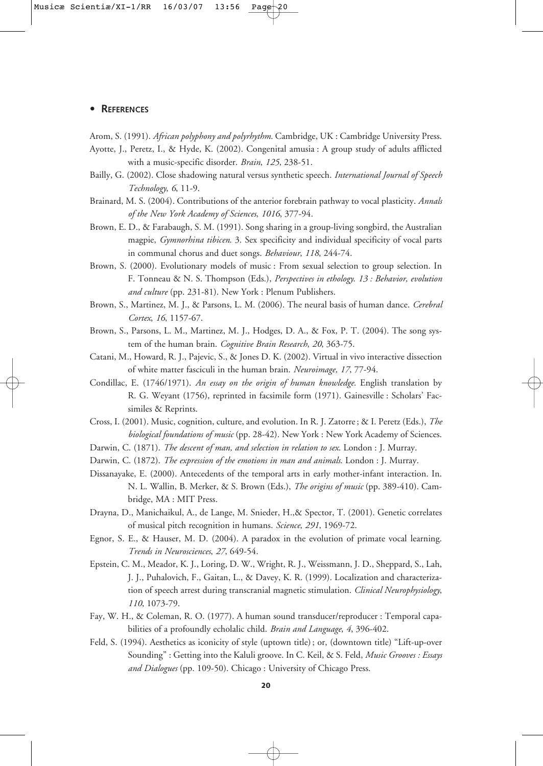## • REFERENCES

Arom, S. (1991). *African polyphony and polyrhythm*. Cambridge, UK : Cambridge University Press.

Ayotte, J., Peretz, I., & Hyde, K. (2002). Congenital amusia : A group study of adults afflicted with a music-specific disorder. *Brain*, *125*, 238-51.

Bailly, G. (2002). Close shadowing natural versus synthetic speech. *International Journal of Speech Technology*, *6*, 11-9.

Brainard, M. S. (2004). Contributions of the anterior forebrain pathway to vocal plasticity. *Annals of the New York Academy of Sciences*, *1016*, 377-94.

Brown, E. D., & Farabaugh, S. M. (1991). Song sharing in a group-living songbird, the Australian magpie, *Gymnorhina tibicen*. 3. Sex specificity and individual specificity of vocal parts in communal chorus and duet songs. *Behaviour*, *118*, 244-74.

Brown, S. (2000). Evolutionary models of music : From sexual selection to group selection. In F. Tonneau & N. S. Thompson (Eds.), *Perspectives in ethology. 13 : Behavior, evolution and culture* (pp. 231-81). New York : Plenum Publishers.

Brown, S., Martinez, M. J., & Parsons, L. M. (2006). The neural basis of human dance. *Cerebral Cortex*, *16*, 1157-67.

Brown, S., Parsons, L. M., Martinez, M. J., Hodges, D. A., & Fox, P. T. (2004). The song system of the human brain. *Cognitive Brain Research*, *20*, 363-75.

Catani, M., Howard, R. J., Pajevic, S., & Jones D. K. (2002). Virtual in vivo interactive dissection of white matter fasciculi in the human brain. *Neuroimage, 17*, 77-94.

Condillac, E. (1746/1971). *An essay on the origin of human knowledge*. English translation by R. G. Weyant (1756), reprinted in facsimile form (1971). Gainesville : Scholars' Facsimiles & Reprints.

Cross, I. (2001). Music, cognition, culture, and evolution. In R. J. Zatorre ; & I. Peretz (Eds.), *The biological foundations of music* (pp. 28-42). New York : New York Academy of Sciences.

Darwin, C. (1871). *The descent of man, and selection in relation to sex*. London : J. Murray.

Darwin, C. (1872). *The expression of the emotions in man and animals*. London : J. Murray.

Dissanayake, E. (2000). Antecedents of the temporal arts in early mother-infant interaction. In. N. L. Wallin, B. Merker, & S. Brown (Eds.), *The origins of music* (pp. 389-410). Cambridge, MA : MIT Press.

Drayna, D., Manichaikul, A., de Lange, M. Snieder, H.,& Spector, T. (2001). Genetic correlates of musical pitch recognition in humans. *Science*, *291*, 1969-72.

Egnor, S. E., & Hauser, M. D. (2004). A paradox in the evolution of primate vocal learning. *Trends in Neurosciences*, *27*, 649-54.

Epstein, C. M., Meador, K. J., Loring, D. W., Wright, R. J., Weissmann, J. D., Sheppard, S., Lah, J. J., Puhalovich, F., Gaitan, L., & Davey, K. R. (1999). Localization and characterization of speech arrest during transcranial magnetic stimulation. *Clinical Neurophysiology*, *110*, 1073-79.

Fay, W. H., & Coleman, R. O. (1977). A human sound transducer/reproducer : Temporal capabilities of a profoundly echolalic child. *Brain and Language*, *4*, 396-402.

Feld, S. (1994). Aesthetics as iconicity of style (uptown title) ; or, (downtown title) "Lift-up-over Sounding" : Getting into the Kaluli groove. In C. Keil, & S. Feld, *Music Grooves : Essays and Dialogues* (pp. 109-50). Chicago : University of Chicago Press.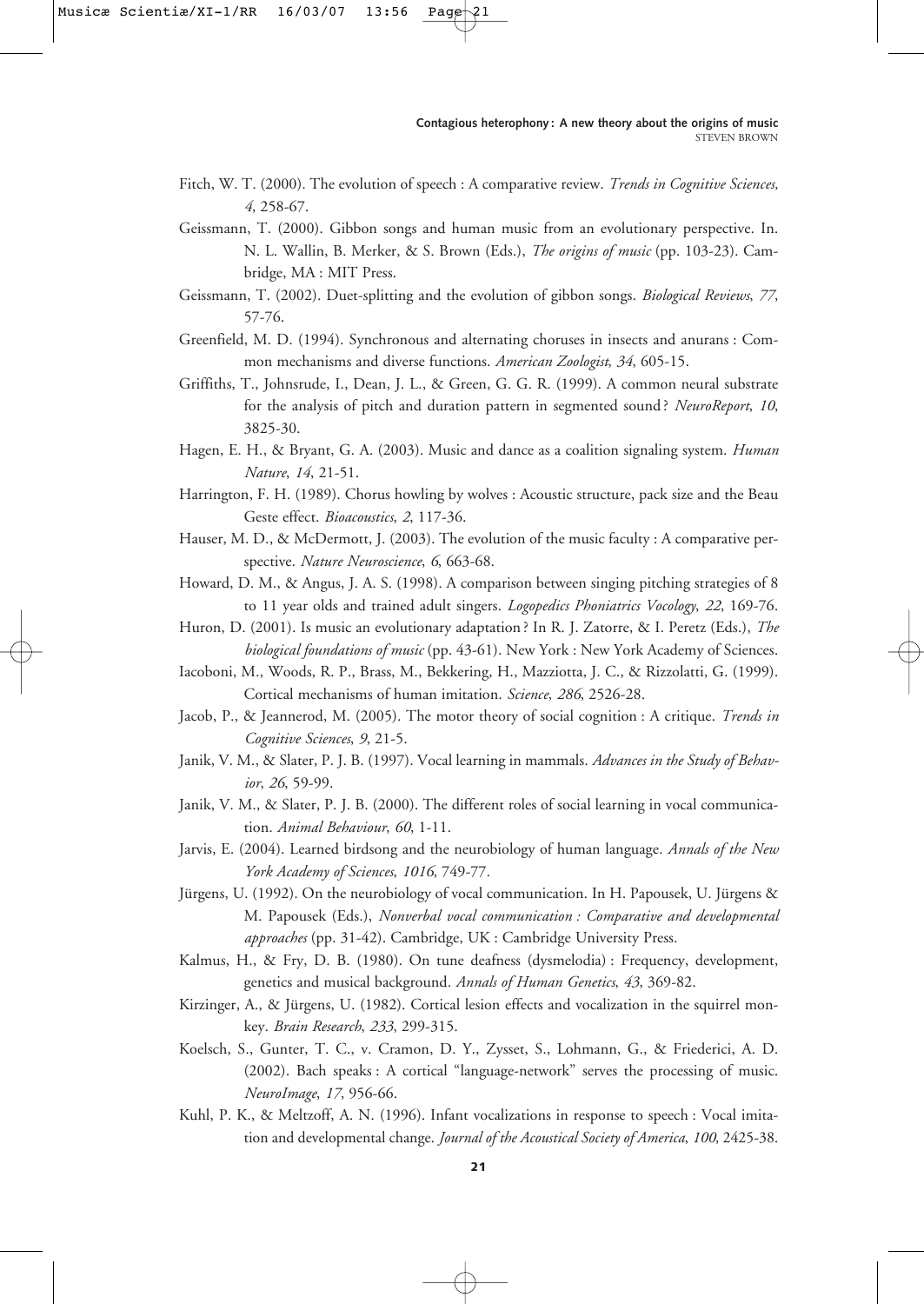Fitch, W. T. (2000). The evolution of speech : A comparative review. *Trends in Cognitive Sciences, 4*, 258-67.

Geissmann, T. (2000). Gibbon songs and human music from an evolutionary perspective. In. N. L. Wallin, B. Merker, & S. Brown (Eds.), *The origins of music* (pp. 103-23). Cambridge, MA : MIT Press.

Geissmann, T. (2002). Duet-splitting and the evolution of gibbon songs. *Biological Reviews*, *77*, 57-76.

Greenfield, M. D. (1994). Synchronous and alternating choruses in insects and anurans : Common mechanisms and diverse functions. *American Zoologist*, *34*, 605-15.

Griffiths, T., Johnsrude, I., Dean, J. L., & Green, G. G. R. (1999). A common neural substrate for the analysis of pitch and duration pattern in segmented sound ? *NeuroReport*, *10*, 3825-30.

Hagen, E. H., & Bryant, G. A. (2003). Music and dance as a coalition signaling system. *Human Nature*, *14*, 21-51.

Harrington, F. H. (1989). Chorus howling by wolves : Acoustic structure, pack size and the Beau Geste effect. *Bioacoustics*, *2*, 117-36.

Hauser, M. D., & McDermott, J. (2003). The evolution of the music faculty : A comparative perspective. *Nature Neuroscience*, *6*, 663-68.

Howard, D. M., & Angus, J. A. S. (1998). A comparison between singing pitching strategies of 8 to 11 year olds and trained adult singers. *Logopedics Phoniatrics Vocology*, *22*, 169-76.

Huron, D. (2001). Is music an evolutionary adaptation ? In R. J. Zatorre, & I. Peretz (Eds.), *The biological foundations of music* (pp. 43-61). New York : New York Academy of Sciences.

Iacoboni, M., Woods, R. P., Brass, M., Bekkering, H., Mazziotta, J. C., & Rizzolatti, G. (1999). Cortical mechanisms of human imitation. *Science*, *286*, 2526-28.

Jacob, P., & Jeannerod, M. (2005). The motor theory of social cognition : A critique. *Trends in Cognitive Sciences*, *9*, 21-5.

Janik, V. M., & Slater, P. J. B. (1997). Vocal learning in mammals. *Advances in the Study of Behavior*, *26*, 59-99.

Janik, V. M., & Slater, P. J. B. (2000). The different roles of social learning in vocal communication. *Animal Behaviour*, *60*, 1-11.

Jarvis, E. (2004). Learned birdsong and the neurobiology of human language. *Annals of the New York Academy of Sciences*, *1016*, 749-77.

Jürgens, U. (1992). On the neurobiology of vocal communication. In H. Papousek, U. Jürgens & M. Papousek (Eds.), *Nonverbal vocal communication : Comparative and developmental approaches* (pp. 31-42). Cambridge, UK : Cambridge University Press.

Kalmus, H., & Fry, D. B. (1980). On tune deafness (dysmelodia) : Frequency, development, genetics and musical background. *Annals of Human Genetics*, *43*, 369-82.

Kirzinger, A., & Jürgens, U. (1982). Cortical lesion effects and vocalization in the squirrel monkey. *Brain Research*, *233*, 299-315.

Koelsch, S., Gunter, T. C., v. Cramon, D. Y., Zysset, S., Lohmann, G., & Friederici, A. D. (2002). Bach speaks : A cortical "language-network" serves the processing of music. *NeuroImage*, *17*, 956-66.

Kuhl, P. K., & Meltzoff, A. N. (1996). Infant vocalizations in response to speech : Vocal imitation and developmental change. *Journal of the Acoustical Society of America*, *100*, 2425-38.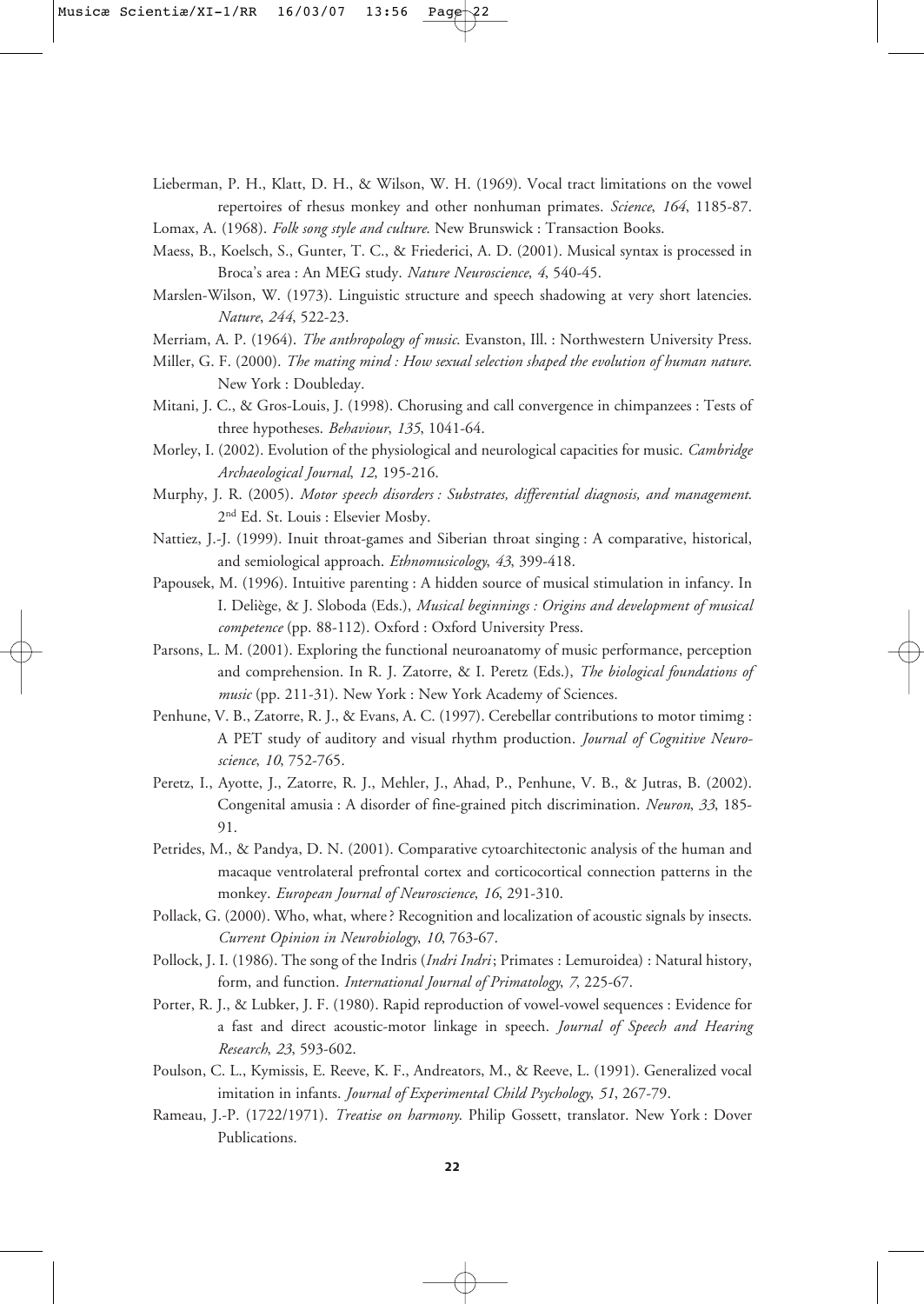Lieberman, P. H., Klatt, D. H., & Wilson, W. H. (1969). Vocal tract limitations on the vowel repertoires of rhesus monkey and other nonhuman primates. *Science*, *164*, 1185-87.

Lomax, A. (1968). *Folk song style and culture*. New Brunswick : Transaction Books.

Maess, B., Koelsch, S., Gunter, T. C., & Friederici, A. D. (2001). Musical syntax is processed in Broca's area : An MEG study. *Nature Neuroscience*, *4*, 540-45.

Marslen-Wilson, W. (1973). Linguistic structure and speech shadowing at very short latencies. *Nature*, *244*, 522-23.

Merriam, A. P. (1964). *The anthropology of music*. Evanston, Ill. : Northwestern University Press.

Miller, G. F. (2000). *The mating mind : How sexual selection shaped the evolution of human nature*. New York : Doubleday.

Mitani, J. C., & Gros-Louis, J. (1998). Chorusing and call convergence in chimpanzees : Tests of three hypotheses. *Behaviour*, *135*, 1041-64.

Morley, I. (2002). Evolution of the physiological and neurological capacities for music. *Cambridge Archaeological Journal*, *12*, 195-216.

Murphy, J. R. (2005). *Motor speech disorders : Substrates, differential diagnosis, and management*. 2nd Ed. St. Louis : Elsevier Mosby.

Nattiez, J.-J. (1999). Inuit throat-games and Siberian throat singing : A comparative, historical, and semiological approach. *Ethnomusicology*, *43*, 399-418.

Papousek, M. (1996). Intuitive parenting : A hidden source of musical stimulation in infancy. In I. Deliège, & J. Sloboda (Eds.), *Musical beginnings : Origins and development of musical competence* (pp. 88-112). Oxford : Oxford University Press.

Parsons, L. M. (2001). Exploring the functional neuroanatomy of music performance, perception and comprehension. In R. J. Zatorre, & I. Peretz (Eds.), *The biological foundations of music* (pp. 211-31). New York : New York Academy of Sciences.

Penhune, V. B., Zatorre, R. J., & Evans, A. C. (1997). Cerebellar contributions to motor timimg : A PET study of auditory and visual rhythm production. *Journal of Cognitive Neuroscience*, *10*, 752-765.

Peretz, I., Ayotte, J., Zatorre, R. J., Mehler, J., Ahad, P., Penhune, V. B., & Jutras, B. (2002). Congenital amusia : A disorder of fine-grained pitch discrimination. *Neuron*, *33*, 185-91.

Petrides, M., & Pandya, D. N. (2001). Comparative cytoarchitectonic analysis of the human and macaque ventrolateral prefrontal cortex and corticocortical connection patterns in the monkey. *European Journal of Neuroscience*, *16*, 291-310.

Pollack, G. (2000). Who, what, where ? Recognition and localization of acoustic signals by insects. *Current Opinion in Neurobiology*, *10*, 763-67.

Pollock, J. I. (1986). The song of the Indris (*Indri Indri* ; Primates : Lemuroidea) : Natural history, form, and function. *International Journal of Primatology*, *7*, 225-67.

Porter, R. J., & Lubker, J. F. (1980). Rapid reproduction of vowel-vowel sequences : Evidence for a fast and direct acoustic-motor linkage in speech. *Journal of Speech and Hearing Research*, *23*, 593-602.

Poulson, C. L., Kymissis, E. Reeve, K. F., Andreators, M., & Reeve, L. (1991). Generalized vocal imitation in infants. *Journal of Experimental Child Psychology*, *51*, 267-79.

Rameau, J.-P. (1722/1971). *Treatise on harmony*. Philip Gossett, translator. New York : Dover Publications.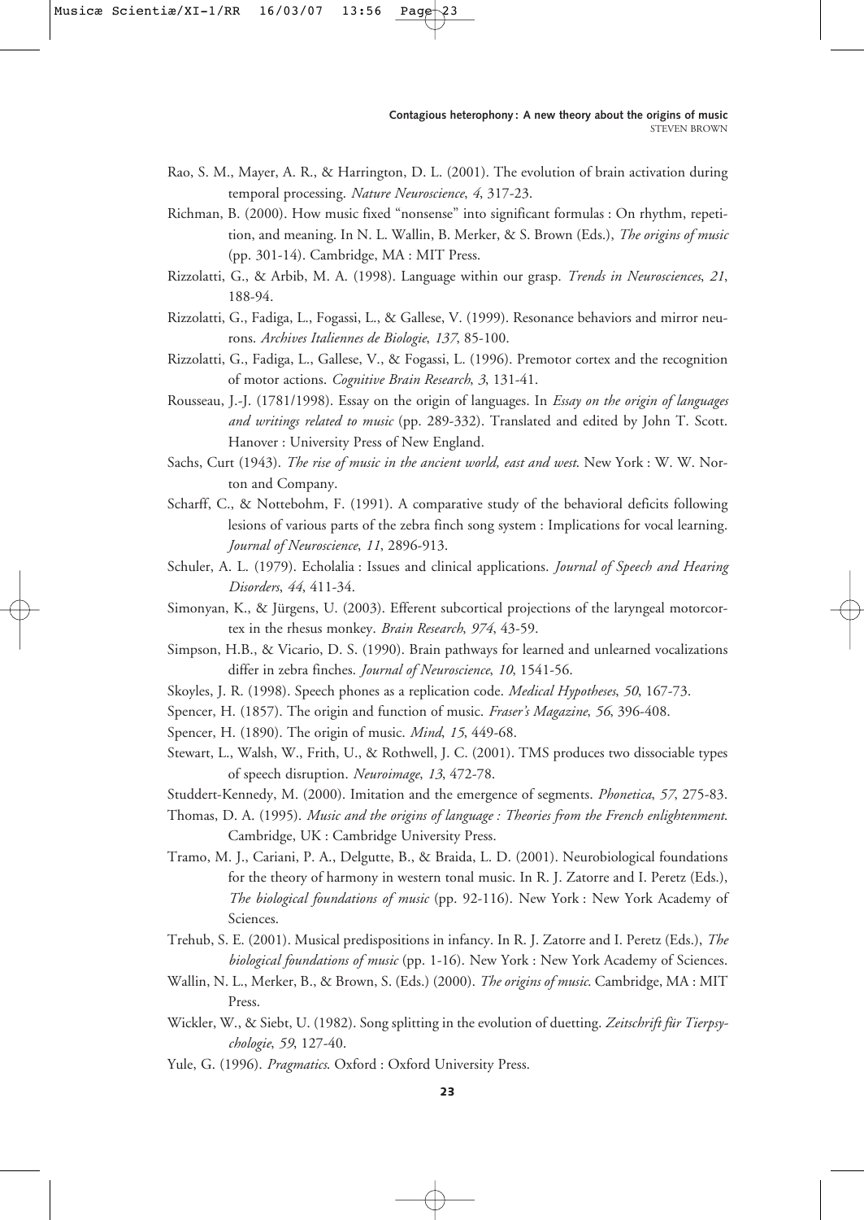Rao, S. M., Mayer, A. R., & Harrington, D. L. (2001). The evolution of brain activation during temporal processing. *Nature Neuroscience*, *4*, 317-23.

Richman, B. (2000). How music fixed "nonsense" into significant formulas : On rhythm, repetition, and meaning. In N. L. Wallin, B. Merker, & S. Brown (Eds.), *The origins of music* (pp. 301-14). Cambridge, MA : MIT Press.

Rizzolatti, G., & Arbib, M. A. (1998). Language within our grasp. *Trends in Neurosciences*, *21*, 188-94.

Rizzolatti, G., Fadiga, L., Fogassi, L., & Gallese, V. (1999). Resonance behaviors and mirror neurons. *Archives Italiennes de Biologie*, *137*, 85-100.

Rizzolatti, G., Fadiga, L., Gallese, V., & Fogassi, L. (1996). Premotor cortex and the recognition of motor actions. *Cognitive Brain Research*, *3*, 131-41.

Rousseau, J.-J. (1781/1998). Essay on the origin of languages. In *Essay on the origin of languages and writings related to music* (pp. 289-332). Translated and edited by John T. Scott. Hanover : University Press of New England.

Sachs, Curt (1943). *The rise of music in the ancient world, east and west*. New York : W. W. Norton and Company.

Scharff, C., & Nottebohm, F. (1991). A comparative study of the behavioral deficits following lesions of various parts of the zebra finch song system : Implications for vocal learning. *Journal of Neuroscience*, *11*, 2896-913.

Schuler, A. L. (1979). Echolalia : Issues and clinical applications. *Journal of Speech and Hearing Disorders*, *44*, 411-34.

Simonyan, K., & Jürgens, U. (2003). Efferent subcortical projections of the laryngeal motorcortex in the rhesus monkey. *Brain Research*, *974*, 43-59.

Simpson, H.B., & Vicario, D. S. (1990). Brain pathways for learned and unlearned vocalizations differ in zebra finches. *Journal of Neuroscience*, *10*, 1541-56.

Skoyles, J. R. (1998). Speech phones as a replication code. *Medical Hypotheses*, *50*, 167-73.

Spencer, H. (1857). The origin and function of music. *Fraser's Magazine*, *56*, 396-408.

Spencer, H. (1890). The origin of music. *Mind*, *15*, 449-68.

Stewart, L., Walsh, W., Frith, U., & Rothwell, J. C. (2001). TMS produces two dissociable types of speech disruption. *Neuroimage*, *13*, 472-78.

Studdert-Kennedy, M. (2000). Imitation and the emergence of segments. *Phonetica*, *57*, 275-83.

Thomas, D. A. (1995). *Music and the origins of language : Theories from the French enlightenment*. Cambridge, UK : Cambridge University Press.

Tramo, M. J., Cariani, P. A., Delgutte, B., & Braida, L. D. (2001). Neurobiological foundations for the theory of harmony in western tonal music. In R. J. Zatorre and I. Peretz (Eds.), *The biological foundations of music* (pp. 92-116). New York : New York Academy of Sciences.

Trehub, S. E. (2001). Musical predispositions in infancy. In R. J. Zatorre and I. Peretz (Eds.), *The biological foundations of music* (pp. 1-16). New York : New York Academy of Sciences.

Wallin, N. L., Merker, B., & Brown, S. (Eds.) (2000). *The origins of music*. Cambridge, MA : MIT Press.

Wickler, W., & Siebt, U. (1982). Song splitting in the evolution of duetting. *Zeitschrift für Tierpsychologie*, *59*, 127-40.

Yule, G. (1996). *Pragmatics*. Oxford : Oxford University Press.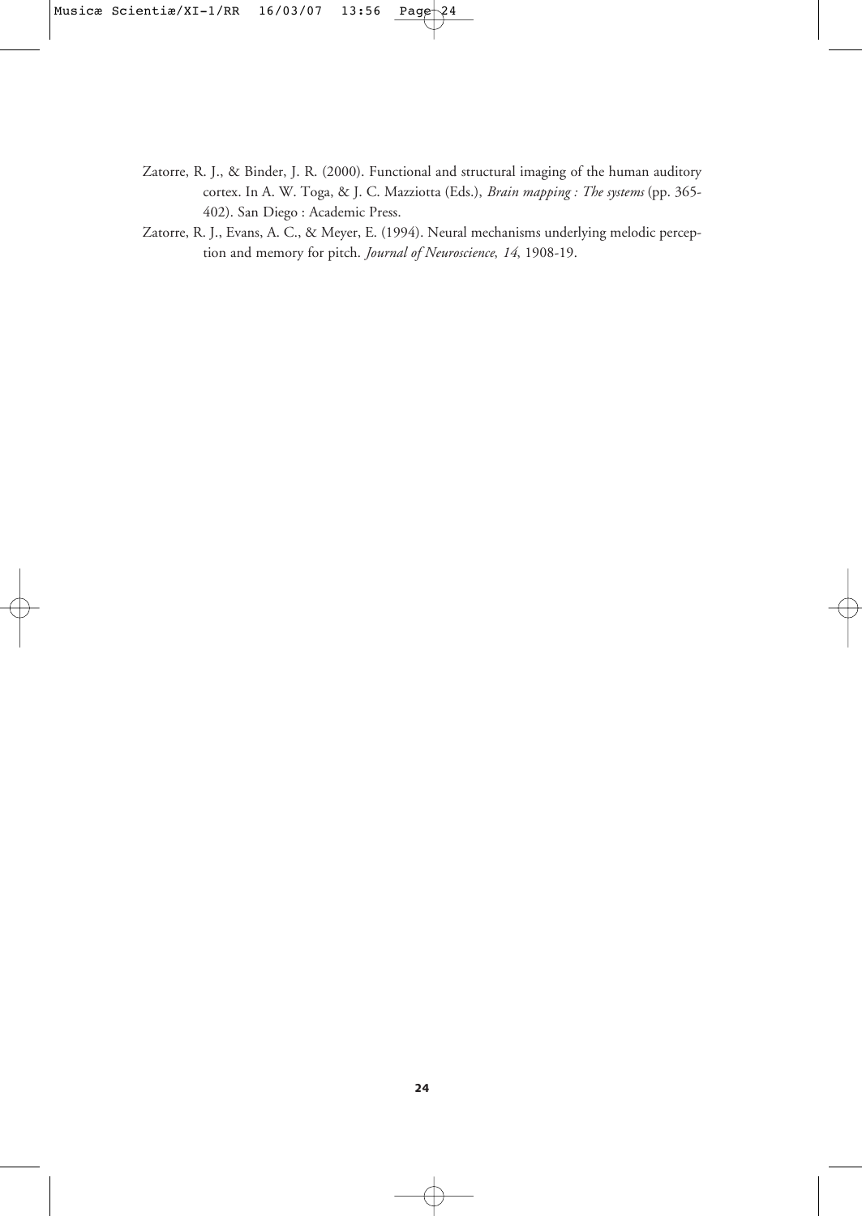Zatorre, R. J., & Binder, J. R. (2000). Functional and structural imaging of the human auditory cortex. In A. W. Toga, & J. C. Mazziotta (Eds.), *Brain mapping : The systems* (pp. 365-402). San Diego : Academic Press.

Zatorre, R. J., Evans, A. C., & Meyer, E. (1994). Neural mechanisms underlying melodic perception and memory for pitch. *Journal of Neuroscience*, *14*, 1908-19.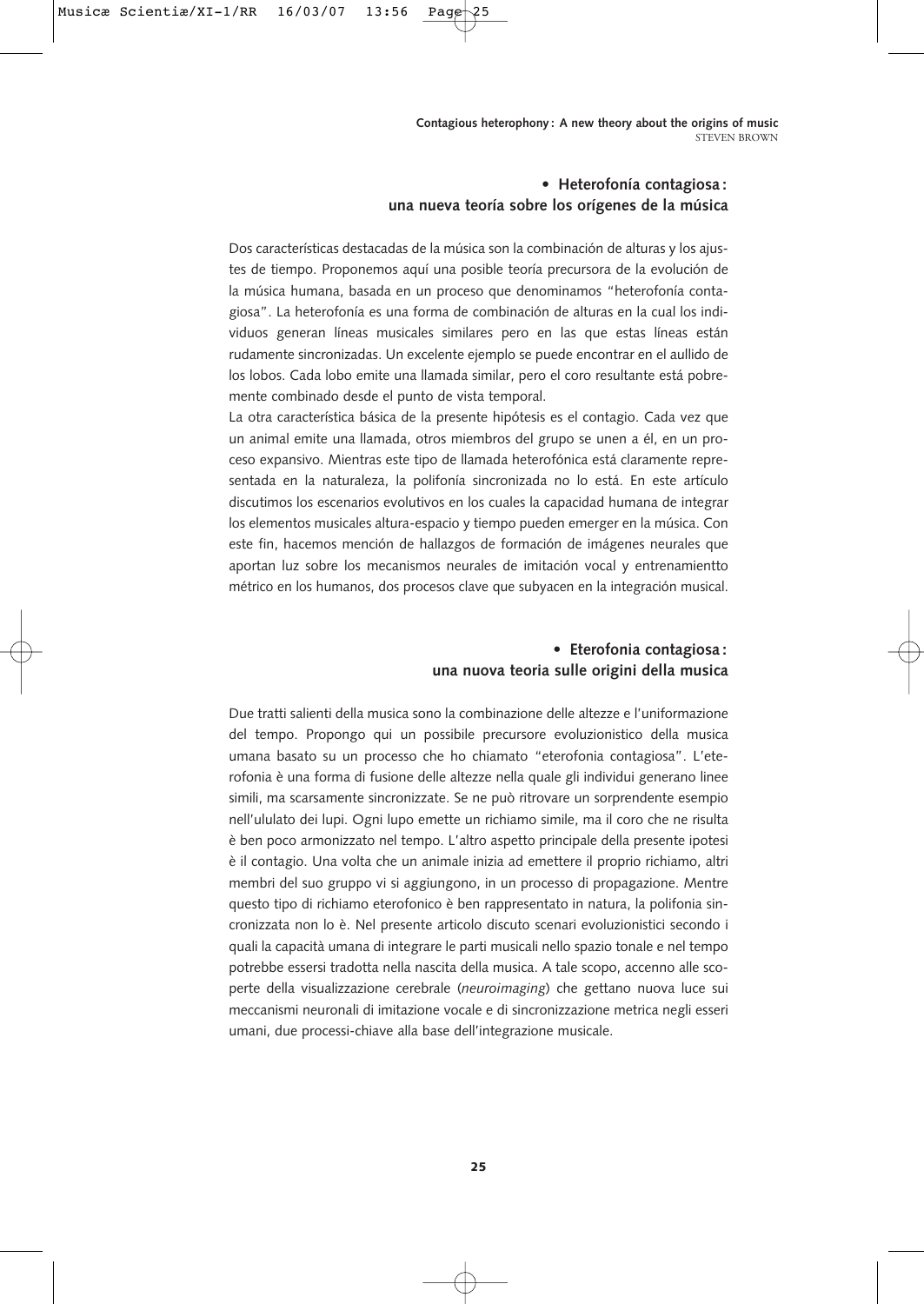## • Heterofonía contagiosa: una nueva teoría sobre los orígenes de la música

Dos características destacadas de la música son la combinación de alturas y los ajustes de tiempo. Proponemos aquí una posible teoría precursora de la evolución de la música humana, basada en un proceso que denominamos "heterofonía contagiosa". La heterofonía es una forma de combinación de alturas en la cual los individuos generan líneas musicales similares pero en las que estas líneas están rudamente sincronizadas. Un excelente ejemplo se puede encontrar en el aullido de los lobos. Cada lobo emite una llamada similar, pero el coro resultante está pobremente combinado desde el punto de vista temporal.

La otra característica básica de la presente hipótesis es el contagio. Cada vez que un animal emite una llamada, otros miembros del grupo se unen a él, en un proceso expansivo. Mientras este tipo de llamada heterofónica está claramente representada en la naturaleza, la polifonía sincronizada no lo está. En este artículo discutimos los escenarios evolutivos en los cuales la capacidad humana de integrar los elementos musicales altura-espacio y tiempo pueden emerger en la música. Con este fin, hacemos mención de hallazgos de formación de imágenes neurales que aportan luz sobre los mecanismos neurales de imitación vocal y entrenamientto métrico en los humanos, dos procesos clave que subyacen en la integración musical.

## • Eterofonia contagiosa: una nuova teoria sulle origini della musica

Due tratti salienti della musica sono la combinazione delle altezze e l'uniformazione del tempo. Propongo qui un possibile precursore evoluzionistico della musica umana basato su un processo che ho chiamato "eterofonia contagiosa". L'eterofonia è una forma di fusione delle altezze nella quale gli individui generano linee simili, ma scarsamente sincronizzate. Se ne può ritrovare un sorprendente esempio nell'ululato dei lupi. Ogni lupo emette un richiamo simile, ma il coro che ne risulta è ben poco armonizzato nel tempo. L'altro aspetto principale della presente ipotesi è il contagio. Una volta che un animale inizia ad emettere il proprio richiamo, altri membri del suo gruppo vi si aggiungono, in un processo di propagazione. Mentre questo tipo di richiamo eterofonico è ben rappresentato in natura, la polifonia sincronizzata non lo è. Nel presente articolo discuto scenari evoluzionistici secondo i quali la capacità umana di integrare le parti musicali nello spazio tonale e nel tempo potrebbe essersi tradotta nella nascita della musica. A tale scopo, accenno alle scoperte della visualizzazione cerebrale (*neuroimaging*) che gettano nuova luce sui meccanismi neuronali di imitazione vocale e di sincronizzazione metrica negli esseri umani, due processi-chiave alla base dell'integrazione musicale.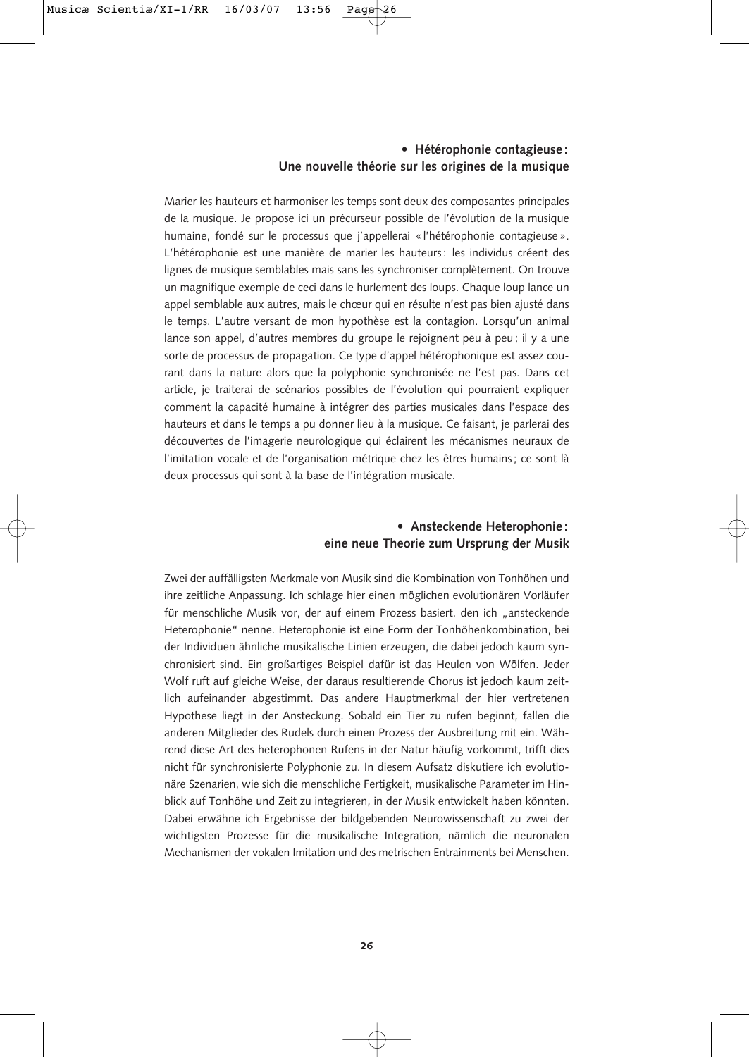## • Hétérophonie contagieuse : Une nouvelle théorie sur les origines de la musique

Marier les hauteurs et harmoniser les temps sont deux des composantes principales de la musique. Je propose ici un précurseur possible de l'évolution de la musique humaine, fondé sur le processus que j'appellerai « l'hétérophonie contagieuse ». L'hétérophonie est une manière de marier les hauteurs : les individus créent des lignes de musique semblables mais sans les synchroniser complètement. On trouve un magnifique exemple de ceci dans le hurlement des loups. Chaque loup lance un appel semblable aux autres, mais le chœur qui en résulte n'est pas bien ajusté dans le temps. L'autre versant de mon hypothèse est la contagion. Lorsqu'un animal lance son appel, d'autres membres du groupe le rejoignent peu à peu ; il y a une sorte de processus de propagation. Ce type d'appel hétérophonique est assez courant dans la nature alors que la polyphonie synchronisée ne l'est pas. Dans cet article, je traiterai de scénarios possibles de l'évolution qui pourraient expliquer comment la capacité humaine à intégrer des parties musicales dans l'espace des hauteurs et dans le temps a pu donner lieu à la musique. Ce faisant, je parlerai des découvertes de l'imagerie neurologique qui éclairent les mécanismes neuraux de l'imitation vocale et de l'organisation métrique chez les êtres humains ; ce sont là deux processus qui sont à la base de l'intégration musicale.

## • Ansteckende Heterophonie : eine neue Theorie zum Ursprung der Musik

Zwei der auffälligsten Merkmale von Musik sind die Kombination von Tonhöhen und ihre zeitliche Anpassung. Ich schlage hier einen möglichen evolutionären Vorläufer für menschliche Musik vor, der auf einem Prozess basiert, den ich „ansteckende Heterophonie" nenne. Heterophonie ist eine Form der Tonhöhenkombination, bei der Individuen ähnliche musikalische Linien erzeugen, die dabei jedoch kaum synchronisiert sind. Ein großartiges Beispiel dafür ist das Heulen von Wölfen. Jeder Wolf ruft auf gleiche Weise, der daraus resultierende Chorus ist jedoch kaum zeitlich aufeinander abgestimmt. Das andere Hauptmerkmal der hier vertretenen Hypothese liegt in der Ansteckung. Sobald ein Tier zu rufen beginnt, fallen die anderen Mitglieder des Rudels durch einen Prozess der Ausbreitung mit ein. Während diese Art des heterophonen Rufens in der Natur häufig vorkommt, trifft dies nicht für synchronisierte Polyphonie zu. In diesem Aufsatz diskutiere ich evolutionäre Szenarien, wie sich die menschliche Fertigkeit, musikalische Parameter im Hinblick auf Tonhöhe und Zeit zu integrieren, in der Musik entwickelt haben könnten. Dabei erwähne ich Ergebnisse der bildgebenden Neurowissenschaft zu zwei der wichtigsten Prozesse für die musikalische Integration, nämlich die neuronalen Mechanismen der vokalen Imitation und des metrischen Entrainments bei Menschen.